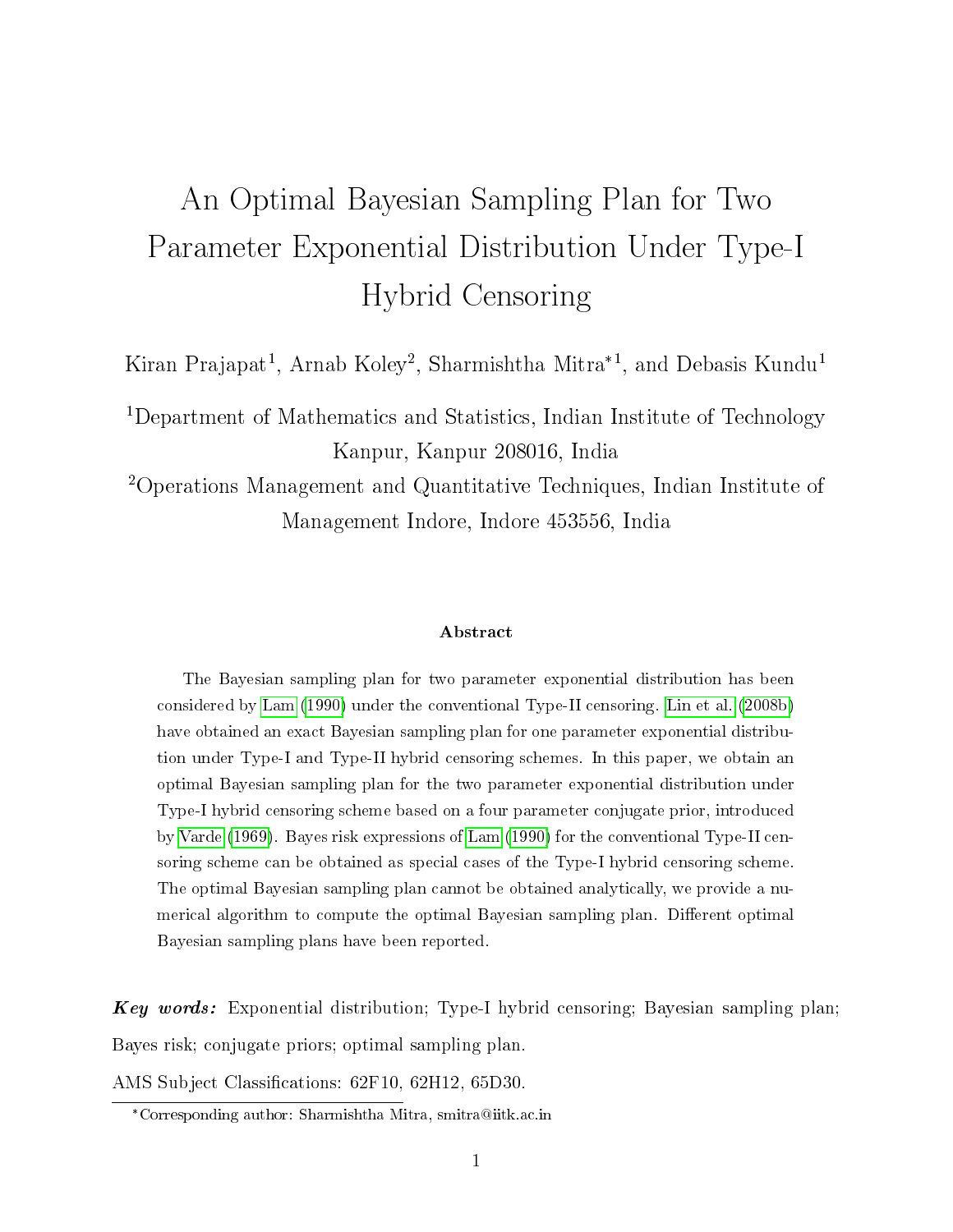# An Optimal Bayesian Sampling Plan for Two Parameter Exponential Distribution Under Type-I Hybrid Censoring

Kiran Prajapat[1], Arnab Koley[2], Sharmishtha Mitra*[1], and Debasis Kundu[1]

[1]Department of Mathematics and Statistics, Indian Institute of Technology Kanpur, Kanpur 208016, India

[2]Operations Management and Quantitative Techniques, Indian Institute of Management Indore, Indore 453556, India

### Abstract

The Bayesian sampling plan for two parameter exponential distribution has been considered by Lam (1990) under the conventional Type-II censoring. Lin et al. (2008b) have obtained an exact Bayesian sampling plan for one parameter exponential distribution under Type-I and Type-II hybrid censoring schemes. In this paper, we obtain an optimal Bayesian sampling plan for the two parameter exponential distribution under Type-I hybrid censoring scheme based on a four parameter conjugate prior, introduced by Varde (1969). Bayes risk expressions of Lam (1990) for the conventional Type-II censoring scheme can be obtained as special cases of the Type-I hybrid censoring scheme. The optimal Bayesian sampling plan cannot be obtained analytically, we provide a numerical algorithm to compute the optimal Bayesian sampling plan. Different optimal Bayesian sampling plans have been reported.

***Key words:*** Exponential distribution; Type-I hybrid censoring; Bayesian sampling plan; Bayes risk; conjugate priors; optimal sampling plan.

AMS Subject Classifications: 62F10, 62H12, 65D30.

*Corresponding author: Sharmishtha Mitra, smitra@iitk.ac.in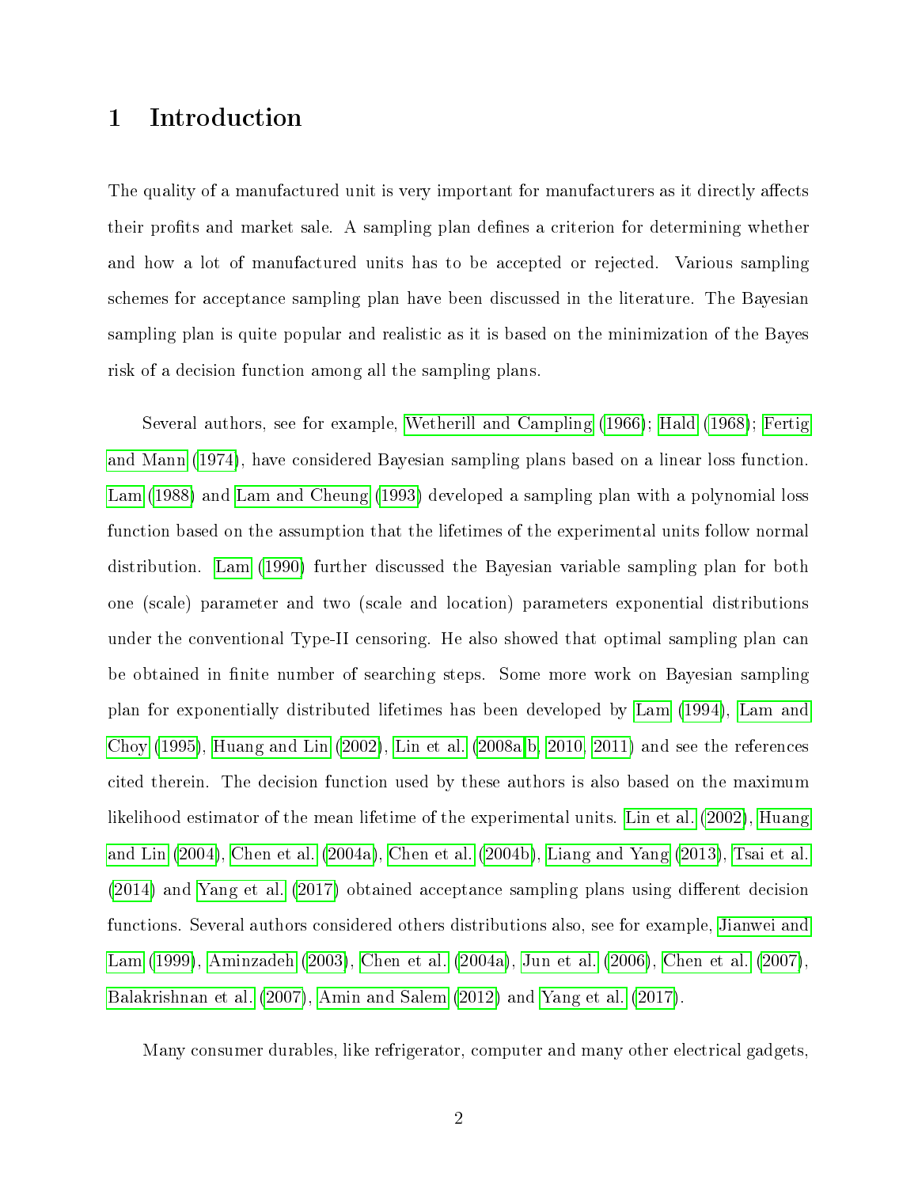# 1 Introduction

The quality of a manufactured unit is very important for manufacturers as it directly affects their profits and market sale. A sampling plan defines a criterion for determining whether and how a lot of manufactured units has to be accepted or rejected. Various sampling schemes for acceptance sampling plan have been discussed in the literature. The Bayesian sampling plan is quite popular and realistic as it is based on the minimization of the Bayes risk of a decision function among all the sampling plans.

Several authors, see for example, Wetherill and Campling (1966); Hald (1968); Fertig and Mann (1974), have considered Bayesian sampling plans based on a linear loss function. Lam (1988) and Lam and Cheung (1993) developed a sampling plan with a polynomial loss function based on the assumption that the lifetimes of the experimental units follow normal distribution. Lam (1990) further discussed the Bayesian variable sampling plan for both one (scale) parameter and two (scale and location) parameters exponential distributions under the conventional Type-II censoring. He also showed that optimal sampling plan can be obtained in finite number of searching steps. Some more work on Bayesian sampling plan for exponentially distributed lifetimes has been developed by Lam (1994), Lam and Choy (1995), Huang and Lin (2002), Lin et al. (2008a,b, 2010, 2011) and see the references cited therein. The decision function used by these authors is also based on the maximum likelihood estimator of the mean lifetime of the experimental units. Lin et al. (2002), Huang and Lin (2004), Chen et al. (2004a), Chen et al. (2004b), Liang and Yang (2013), Tsai et al. (2014) and Yang et al. (2017) obtained acceptance sampling plans using different decision functions. Several authors considered others distributions also, see for example, Jianwei and Lam (1999), Aminzadeh (2003), Chen et al. (2004a), Jun et al. (2006), Chen et al. (2007), Balakrishnan et al. (2007), Amin and Salem (2012) and Yang et al. (2017).

Many consumer durables, like refrigerator, computer and many other electrical gadgets,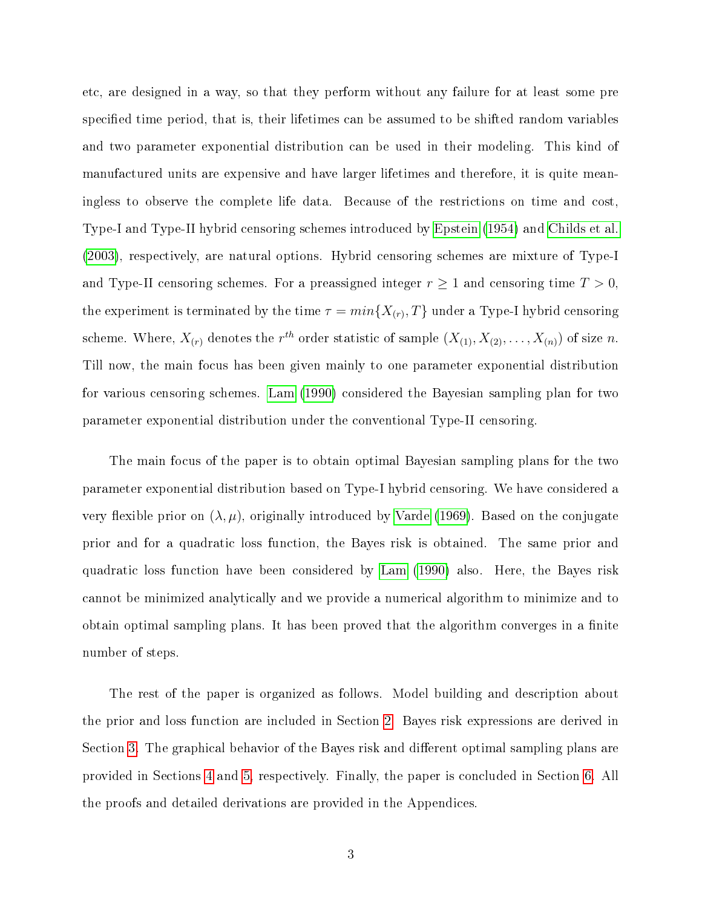etc, are designed in a way, so that they perform without any failure for at least some pre specified time period, that is, their lifetimes can be assumed to be shifted random variables and two parameter exponential distribution can be used in their modeling. This kind of manufactured units are expensive and have larger lifetimes and therefore, it is quite meaningless to observe the complete life data. Because of the restrictions on time and cost, Type-I and Type-II hybrid censoring schemes introduced by Epstein (1954) and Childs et al. (2003), respectively, are natural options. Hybrid censoring schemes are mixture of Type-I and Type-II censoring schemes. For a preassigned integer $r \geq 1$ and censoring time $T > 0$, the experiment is terminated by the time $\tau = min\{X_{(r)}, T\}$ under a Type-I hybrid censoring scheme. Where, $X_{(r)}$ denotes the $r^{th}$ order statistic of sample $(X_{(1)}, X_{(2)}, \ldots, X_{(n)})$ of size $n$. Till now, the main focus has been given mainly to one parameter exponential distribution for various censoring schemes. Lam (1990) considered the Bayesian sampling plan for two parameter exponential distribution under the conventional Type-II censoring.

The main focus of the paper is to obtain optimal Bayesian sampling plans for the two parameter exponential distribution based on Type-I hybrid censoring. We have considered a very flexible prior on $(\lambda, \mu)$, originally introduced by Varde (1969). Based on the conjugate prior and for a quadratic loss function, the Bayes risk is obtained. The same prior and quadratic loss function have been considered by Lam (1990) also. Here, the Bayes risk cannot be minimized analytically and we provide a numerical algorithm to minimize and to obtain optimal sampling plans. It has been proved that the algorithm converges in a finite number of steps.

The rest of the paper is organized as follows. Model building and description about the prior and loss function are included in Section 2. Bayes risk expressions are derived in Section 3. The graphical behavior of the Bayes risk and different optimal sampling plans are provided in Sections 4 and 5, respectively. Finally, the paper is concluded in Section 6. All the proofs and detailed derivations are provided in the Appendices.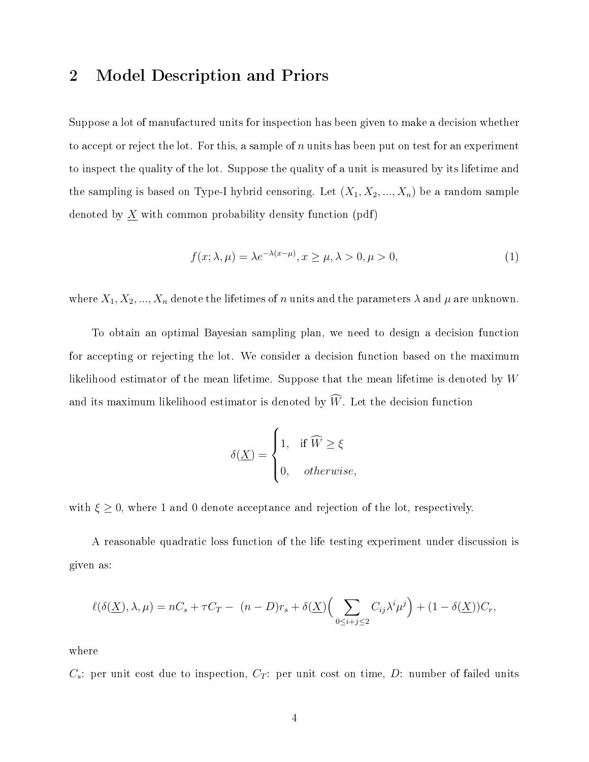## 2 Model Description and Priors

Suppose a lot of manufactured units for inspection has been given to make a decision whether to accept or reject the lot. For this, a sample of $n$ units has been put on test for an experiment to inspect the quality of the lot. Suppose the quality of a unit is measured by its lifetime and the sampling is based on Type-I hybrid censoring. Let $(X_1, X_2, ..., X_n)$ be a random sample denoted by $\underline{X}$ with common probability density function (pdf)

$$f(x; \lambda, \mu) = \lambda e^{-\lambda(x-\mu)}, x \geq \mu, \lambda > 0, \mu > 0, \tag{1}$$

where $X_1, X_2, ..., X_n$ denote the lifetimes of $n$ units and the parameters $\lambda$ and $\mu$ are unknown.

To obtain an optimal Bayesian sampling plan, we need to design a decision function for accepting or rejecting the lot. We consider a decision function based on the maximum likelihood estimator of the mean lifetime. Suppose that the mean lifetime is denoted by $W$ and its maximum likelihood estimator is denoted by $\widehat{W}$. Let the decision function

$$\delta(\underline{X}) = \begin{cases} 1, & \text{if } \widehat{W} \geq \xi \\ 0, & \textit{otherwise}, \end{cases}$$

with $\xi \geq 0$, where 1 and 0 denote acceptance and rejection of the lot, respectively.

A reasonable quadratic loss function of the life testing experiment under discussion is given as:

$$\ell(\delta(\underline{X}), \lambda, \mu) = nC_s + \tau C_T - (n - D)r_s + \delta(\underline{X})\Big(\sum_{0 \leq i+j \leq 2} C_{ij}\lambda^i \mu^j\Big) + (1 - \delta(\underline{X}))C_r,$$

where

$C_s$: per unit cost due to inspection, $C_T$: per unit cost on time, $D$: number of failed units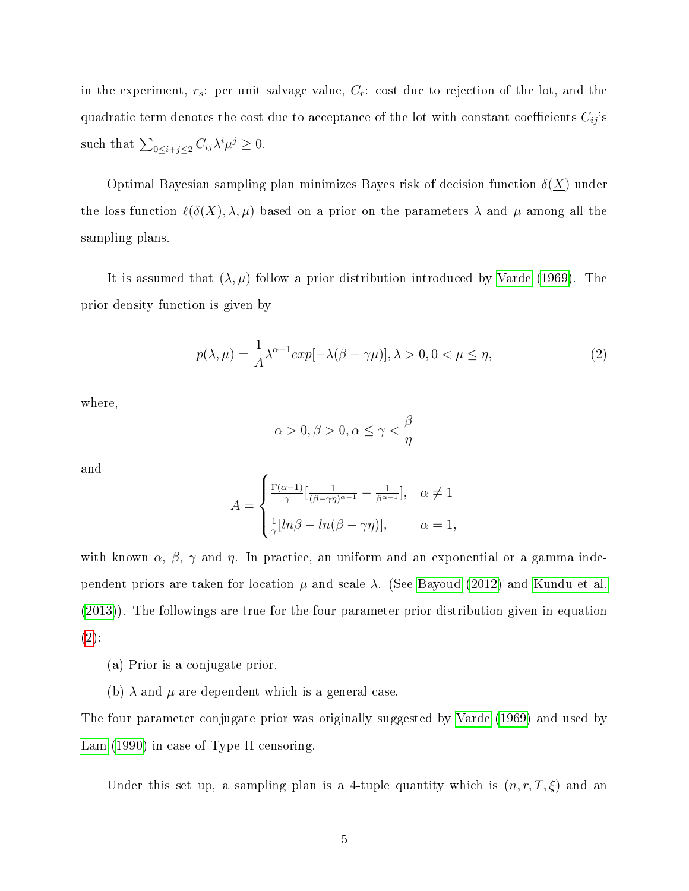in the experiment, $r_s$: per unit salvage value, $C_r$: cost due to rejection of the lot, and the quadratic term denotes the cost due to acceptance of the lot with constant coefficients $C_{ij}$'s such that $\sum_{0 \leq i+j \leq 2} C_{ij}\lambda^i \mu^j \geq 0$.

Optimal Bayesian sampling plan minimizes Bayes risk of decision function $\delta(\underline{X})$ under the loss function $\ell(\delta(\underline{X}), \lambda, \mu)$ based on a prior on the parameters $\lambda$ and $\mu$ among all the sampling plans.

It is assumed that $(\lambda, \mu)$ follow a prior distribution introduced by Varde (1969). The prior density function is given by

$$p(\lambda, \mu) = \frac{1}{A}\lambda^{\alpha-1} exp[-\lambda(\beta - \gamma\mu)], \lambda > 0, 0 < \mu \leq \eta, \tag{2}$$

where,

$$\alpha > 0, \beta > 0, \alpha \leq \gamma < \frac{\beta}{\eta}$$

and

$$A = \begin{cases} \frac{\Gamma(\alpha-1)}{\gamma}\left[\frac{1}{(\beta-\gamma\eta)^{\alpha-1}} - \frac{1}{\beta^{\alpha-1}}\right], & \alpha \neq 1 \\ \frac{1}{\gamma}[ln\beta - ln(\beta - \gamma\eta)], & \alpha = 1, \end{cases}$$

with known $\alpha$, $\beta$, $\gamma$ and $\eta$. In practice, an uniform and an exponential or a gamma independent priors are taken for location $\mu$ and scale $\lambda$. (See Bayoud (2012) and Kundu et al. (2013)). The followings are true for the four parameter prior distribution given in equation (2):

(a) Prior is a conjugate prior.

(b) $\lambda$ and $\mu$ are dependent which is a general case.

The four parameter conjugate prior was originally suggested by Varde (1969) and used by Lam (1990) in case of Type-II censoring.

Under this set up, a sampling plan is a 4-tuple quantity which is $(n, r, T, \xi)$ and an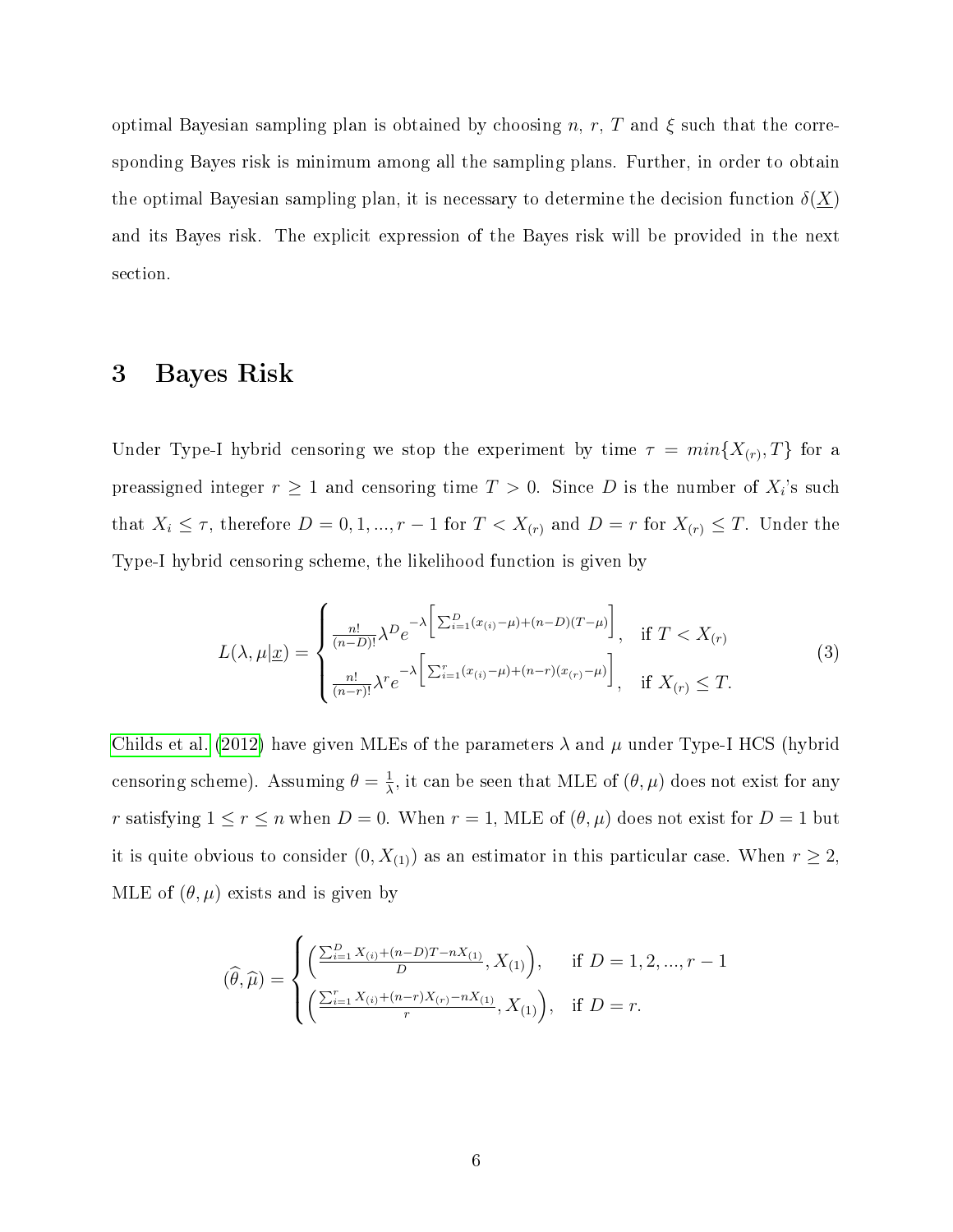optimal Bayesian sampling plan is obtained by choosing $n$, $r$, $T$ and $\xi$ such that the corresponding Bayes risk is minimum among all the sampling plans. Further, in order to obtain the optimal Bayesian sampling plan, it is necessary to determine the decision function $\delta(\underline{X})$ and its Bayes risk. The explicit expression of the Bayes risk will be provided in the next section.

# 3 Bayes Risk

Under Type-I hybrid censoring we stop the experiment by time $\tau = min\{X_{(r)}, T\}$ for a preassigned integer $r \geq 1$ and censoring time $T > 0$. Since $D$ is the number of $X_i$'s such that $X_i \leq \tau$, therefore $D = 0, 1, ..., r-1$ for $T < X_{(r)}$ and $D = r$ for $X_{(r)} \leq T$. Under the Type-I hybrid censoring scheme, the likelihood function is given by

$$L(\lambda, \mu|\underline{x}) = \begin{cases} \frac{n!}{(n-D)!}\lambda^D e^{-\lambda\left[\sum_{i=1}^{D}(x_{(i)}-\mu)+(n-D)(T-\mu)\right]}, & \text{if } T < X_{(r)} \\ \frac{n!}{(n-r)!}\lambda^r e^{-\lambda\left[\sum_{i=1}^{r}(x_{(i)}-\mu)+(n-r)(x_{(r)}-\mu)\right]}, & \text{if } X_{(r)} \leq T. \end{cases} \tag{3}$$

Childs et al. (2012) have given MLEs of the parameters $\lambda$ and $\mu$ under Type-I HCS (hybrid censoring scheme). Assuming $\theta = \frac{1}{\lambda}$, it can be seen that MLE of $(\theta, \mu)$ does not exist for any $r$ satisfying $1 \leq r \leq n$ when $D = 0$. When $r = 1$, MLE of $(\theta, \mu)$ does not exist for $D = 1$ but it is quite obvious to consider $(0, X_{(1)})$ as an estimator in this particular case. When $r \geq 2$, MLE of $(\theta, \mu)$ exists and is given by

$$(\widehat{\theta}, \widehat{\mu}) = \begin{cases} \left(\frac{\sum_{i=1}^{D} X_{(i)}+(n-D)T-nX_{(1)}}{D}, X_{(1)}\right), & \text{if } D = 1, 2, ..., r-1 \\ \left(\frac{\sum_{i=1}^{r} X_{(i)}+(n-r)X_{(r)}-nX_{(1)}}{r}, X_{(1)}\right), & \text{if } D = r. \end{cases}$$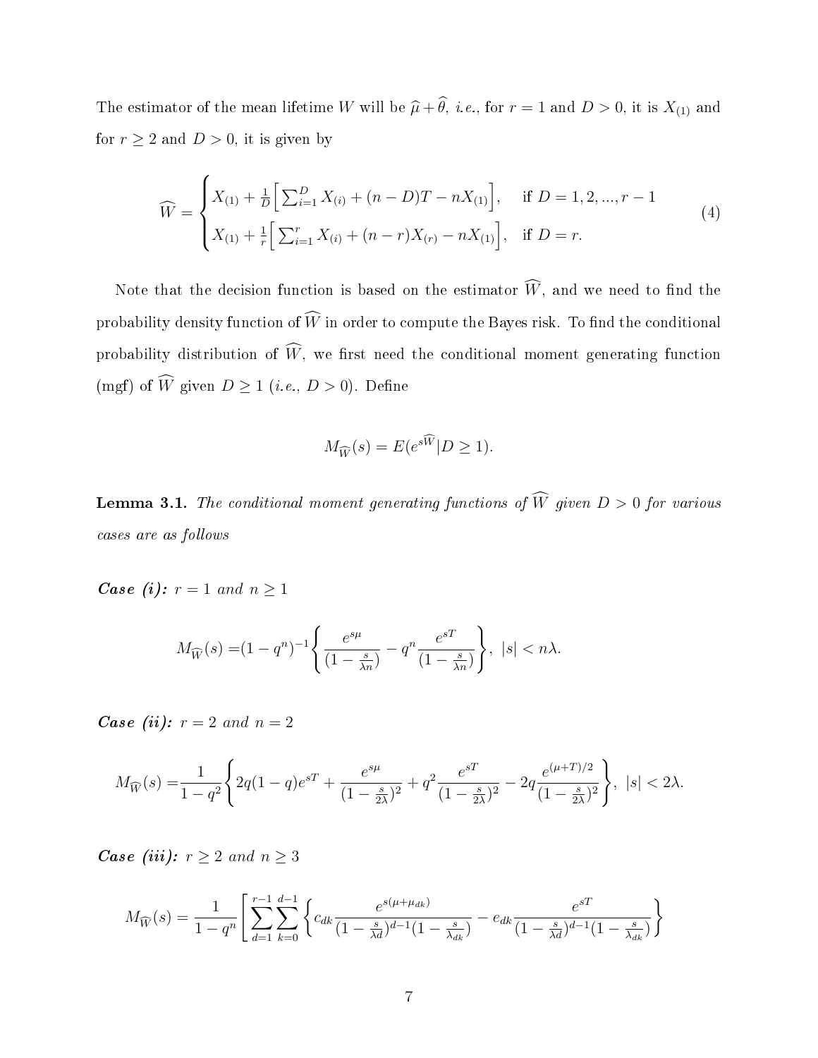The estimator of the mean lifetime $W$ will be $\widehat{\mu} + \widehat{\theta}$, *i.e.*, for $r = 1$ and $D > 0$, it is $X_{(1)}$ and for $r \geq 2$ and $D > 0$, it is given by

$$\widehat{W} = \begin{cases} X_{(1)} + \frac{1}{D}\Big[\sum_{i=1}^{D} X_{(i)} + (n-D)T - nX_{(1)}\Big], & \text{if } D = 1, 2, ..., r-1 \\ X_{(1)} + \frac{1}{r}\Big[\sum_{i=1}^{r} X_{(i)} + (n-r)X_{(r)} - nX_{(1)}\Big], & \text{if } D = r. \end{cases} \tag{4}$$

Note that the decision function is based on the estimator $\widehat{W}$, and we need to find the probability density function of $\widehat{W}$ in order to compute the Bayes risk. To find the conditional probability distribution of $\widehat{W}$, we first need the conditional moment generating function (mgf) of $\widehat{W}$ given $D \geq 1$ (*i.e.*, $D > 0$). Define

$$M_{\widehat{W}}(s) = E(e^{s\widehat{W}} | D \geq 1).$$

**Lemma 3.1.** *The conditional moment generating functions of $\widehat{W}$ given $D > 0$ for various cases are as follows*

***Case (i):*** *$r = 1$ and $n \geq 1$*

$$M_{\widehat{W}}(s) = (1-q^n)^{-1}\left\{\frac{e^{s\mu}}{(1-\frac{s}{\lambda n})} - q^n \frac{e^{sT}}{(1-\frac{s}{\lambda n})}\right\}, \ |s| < n\lambda.$$

***Case (ii):*** *$r = 2$ and $n = 2$*

$$M_{\widehat{W}}(s) = \frac{1}{1-q^2}\left\{2q(1-q)e^{sT} + \frac{e^{s\mu}}{(1-\frac{s}{2\lambda})^2} + q^2\frac{e^{sT}}{(1-\frac{s}{2\lambda})^2} - 2q\frac{e^{(\mu+T)/2}}{(1-\frac{s}{2\lambda})^2}\right\}, \ |s| < 2\lambda.$$

***Case (iii):*** *$r \geq 2$ and $n \geq 3$*

$$M_{\widehat{W}}(s) = \frac{1}{1-q^n}\left[\sum_{d=1}^{r-1}\sum_{k=0}^{d-1}\left\{c_{dk}\frac{e^{s(\mu+\mu_{dk})}}{(1-\frac{s}{\lambda d})^{d-1}(1-\frac{s}{\lambda_{dk}})} - e_{dk}\frac{e^{sT}}{(1-\frac{s}{\lambda d})^{d-1}(1-\frac{s}{\lambda_{dk}})}\right\}\right.$$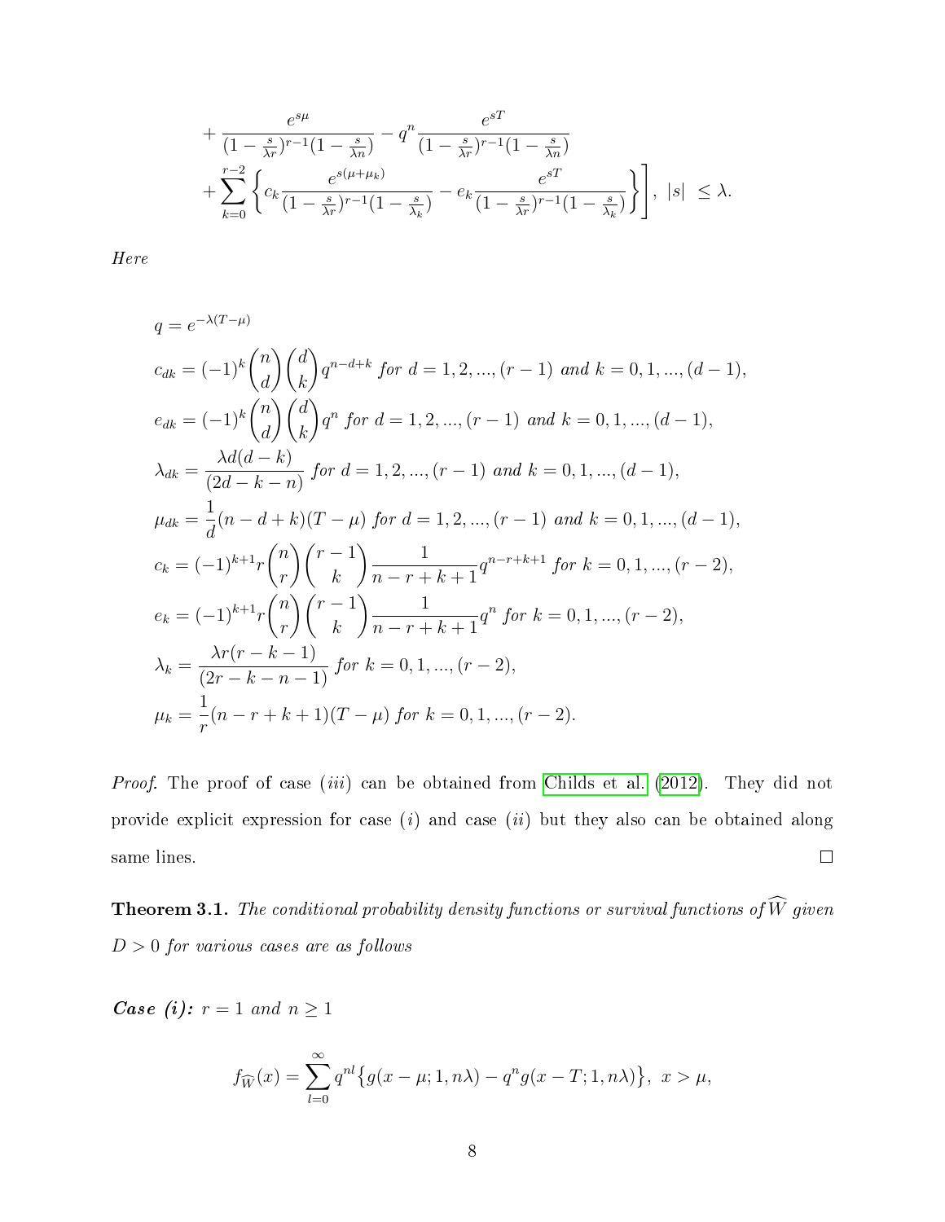$$
+ \frac{e^{s\mu}}{(1-\frac{s}{\lambda r})^{r-1}(1-\frac{s}{\lambda n})} - q^n \frac{e^{sT}}{(1-\frac{s}{\lambda r})^{r-1}(1-\frac{s}{\lambda n})}
$$

$$
+ \sum_{k=0}^{r-2} \left\{ c_k \frac{e^{s(\mu+\mu_k)}}{(1-\frac{s}{\lambda r})^{r-1}(1-\frac{s}{\lambda_k})} - e_k \frac{e^{sT}}{(1-\frac{s}{\lambda r})^{r-1}(1-\frac{s}{\lambda_k})} \right\} \Bigg], \ |s| \leq \lambda.
$$

*Here*

$$
\begin{aligned}
q &= e^{-\lambda(T-\mu)} \\
c_{dk} &= (-1)^k \binom{n}{d}\binom{d}{k} q^{n-d+k} \ \textit{for } d = 1, 2, ..., (r-1) \textit{ and } k = 0, 1, ..., (d-1), \\
e_{dk} &= (-1)^k \binom{n}{d}\binom{d}{k} q^{n} \ \textit{for } d = 1, 2, ..., (r-1) \textit{ and } k = 0, 1, ..., (d-1), \\
\lambda_{dk} &= \frac{\lambda d(d-k)}{(2d-k-n)} \ \textit{for } d = 1, 2, ..., (r-1) \textit{ and } k = 0, 1, ..., (d-1), \\
\mu_{dk} &= \frac{1}{d}(n-d+k)(T-\mu) \ \textit{for } d = 1, 2, ..., (r-1) \textit{ and } k = 0, 1, ..., (d-1), \\
c_k &= (-1)^{k+1} r \binom{n}{r}\binom{r-1}{k} \frac{1}{n-r+k+1} q^{n-r+k+1} \ \textit{for } k = 0, 1, ..., (r-2), \\
e_k &= (-1)^{k+1} r \binom{n}{r}\binom{r-1}{k} \frac{1}{n-r+k+1} q^{n} \ \textit{for } k = 0, 1, ..., (r-2), \\
\lambda_k &= \frac{\lambda r(r-k-1)}{(2r-k-n-1)} \ \textit{for } k = 0, 1, ..., (r-2), \\
\mu_k &= \frac{1}{r}(n-r+k+1)(T-\mu) \ \textit{for } k = 0, 1, ..., (r-2).
\end{aligned}
$$

*Proof.* The proof of case $(iii)$ can be obtained from Childs et al. (2012). They did not provide explicit expression for case $(i)$ and case $(ii)$ but they also can be obtained along same lines. □

**Theorem 3.1.** *The conditional probability density functions or survival functions of $\widehat{W}$ given $D > 0$ for various cases are as follows*

***Case (i):*** $r = 1$ *and* $n \geq 1$

$$
f_{\widehat{W}}(x) = \sum_{l=0}^{\infty} q^{nl} \big\{ g(x-\mu; 1, n\lambda) - q^n g(x-T; 1, n\lambda) \big\}, \ x > \mu,
$$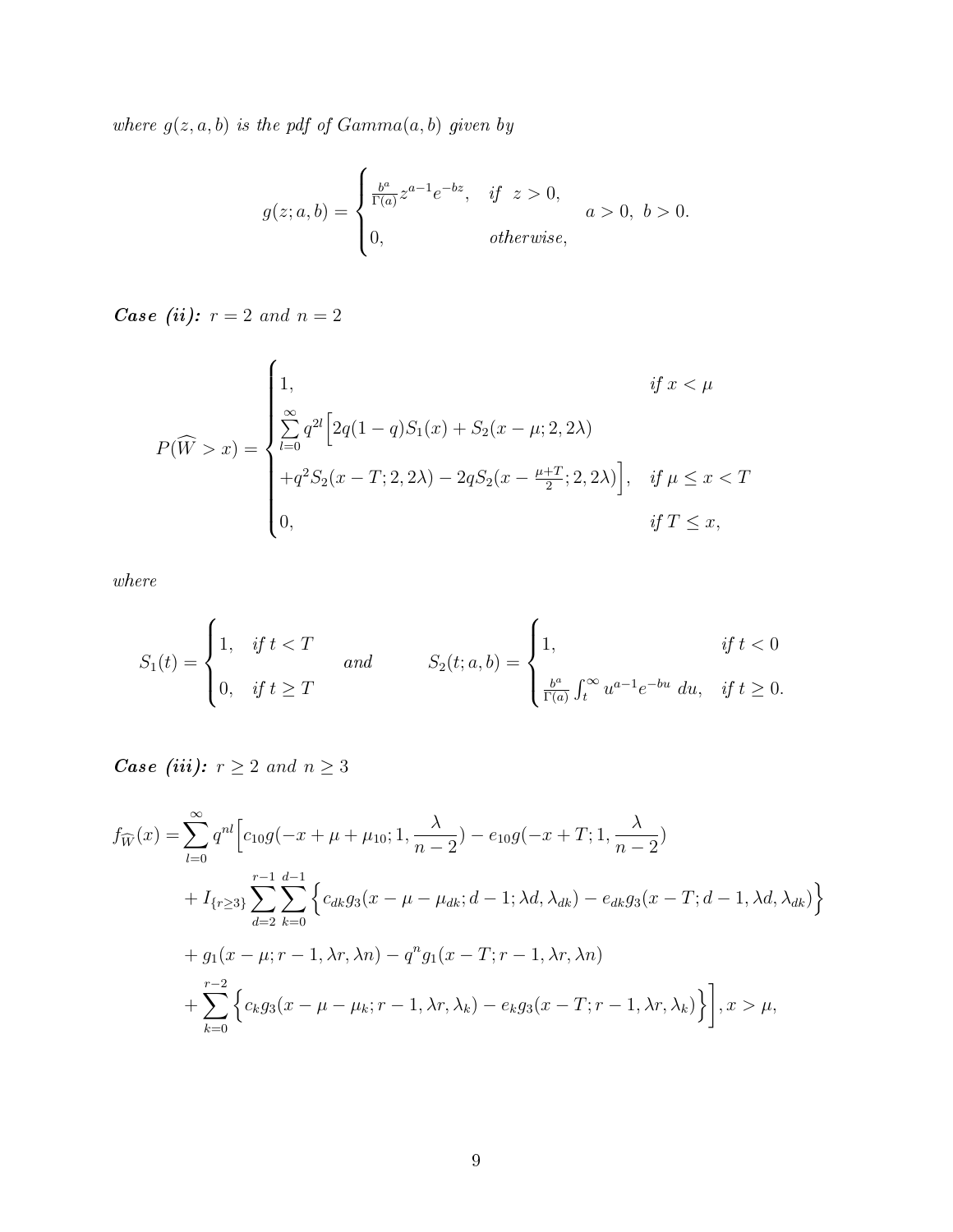*where $g(z, a, b)$ is the pdf of $Gamma(a, b)$ given by*

$$
g(z; a, b) = \begin{cases} \frac{b^a}{\Gamma(a)} z^{a-1} e^{-bz}, & \text{if } \; z > 0, \\ 0, & \text{otherwise}, \end{cases} \quad a > 0, \; b > 0.
$$

***Case (ii):*** *$r = 2$ and $n = 2$*

$$
P(\widehat{W} > x) = \begin{cases} 1, & \text{if } x < \mu \\ \sum_{l=0}^{\infty} q^{2l} \Big[ 2q(1-q) S_1(x) + S_2(x - \mu; 2, 2\lambda) & \\ + q^2 S_2(x - T; 2, 2\lambda) - 2q S_2(x - \frac{\mu + T}{2}; 2, 2\lambda) \Big], & \text{if } \mu \le x < T \\ 0, & \text{if } T \le x, \end{cases}
$$

*where*

$$
S_1(t) = \begin{cases} 1, & \text{if } t < T \\ 0, & \text{if } t \ge T \end{cases} \quad \text{and} \quad S_2(t; a, b) = \begin{cases} 1, & \text{if } t < 0 \\ \frac{b^a}{\Gamma(a)} \int_t^{\infty} u^{a-1} e^{-bu} \, du, & \text{if } t \ge 0. \end{cases}
$$

***Case (iii):*** *$r \ge 2$ and $n \ge 3$*

$$
\begin{aligned}
f_{\widehat{W}}(x) = & \sum_{l=0}^{\infty} q^{nl} \Big[ c_{10} g(-x + \mu + \mu_{10}; 1, \frac{\lambda}{n-2}) - e_{10} g(-x + T; 1, \frac{\lambda}{n-2}) \\
& + I_{\{r \ge 3\}} \sum_{d=2}^{r-1} \sum_{k=0}^{d-1} \Big\{ c_{dk} g_3(x - \mu - \mu_{dk}; d-1; \lambda d, \lambda_{dk}) - e_{dk} g_3(x - T; d-1, \lambda d, \lambda_{dk}) \Big\} \\
& + g_1(x - \mu; r-1, \lambda r, \lambda n) - q^n g_1(x - T; r-1, \lambda r, \lambda n) \\
& + \sum_{k=0}^{r-2} \Big\{ c_k g_3(x - \mu - \mu_k; r-1, \lambda r, \lambda_k) - e_k g_3(x - T; r-1, \lambda r, \lambda_k) \Big\} \Big], x > \mu,
\end{aligned}
$$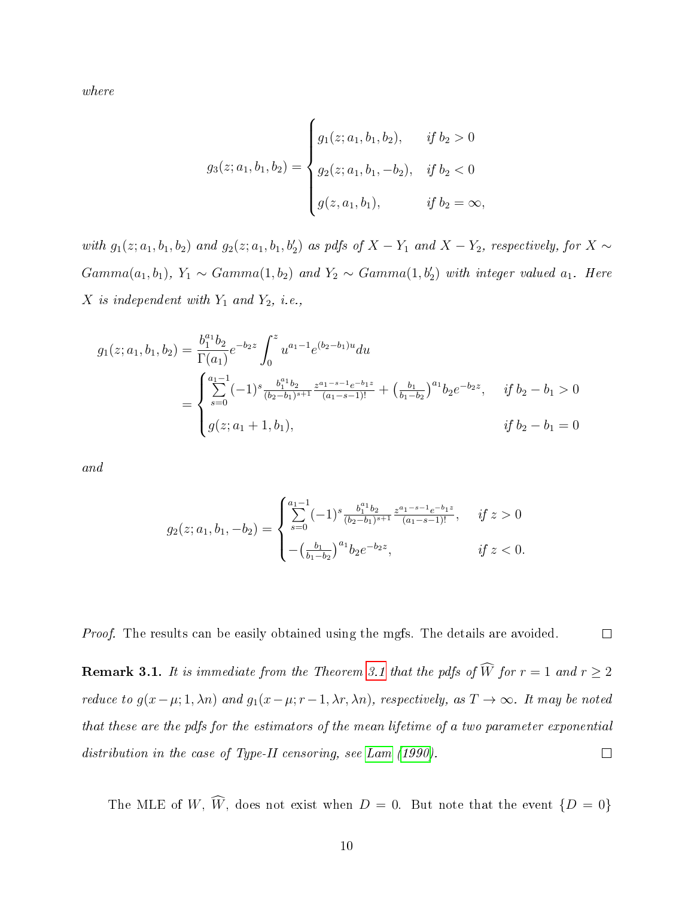*where*

$$g_3(z; a_1, b_1, b_2) = \begin{cases} g_1(z; a_1, b_1, b_2), & \text{if } b_2 > 0 \\ g_2(z; a_1, b_1, -b_2), & \text{if } b_2 < 0 \\ g(z, a_1, b_1), & \text{if } b_2 = \infty, \end{cases}$$

*with* $g_1(z; a_1, b_1, b_2)$ *and* $g_2(z; a_1, b_1, b_2')$ *as pdfs of* $X - Y_1$ *and* $X - Y_2$*, respectively, for* $X \sim Gamma(a_1, b_1)$*,* $Y_1 \sim Gamma(1, b_2)$ *and* $Y_2 \sim Gamma(1, b_2')$ *with integer valued* $a_1$*. Here* $X$ *is independent with* $Y_1$ *and* $Y_2$*, i.e.,*

$$\begin{aligned} g_1(z; a_1, b_1, b_2) &= \frac{b_1^{a_1} b_2}{\Gamma(a_1)} e^{-b_2 z} \int_0^z u^{a_1 - 1} e^{(b_2 - b_1)u} du \\ &= \begin{cases} \sum\limits_{s=0}^{a_1-1} (-1)^s \frac{b_1^{a_1} b_2}{(b_2 - b_1)^{s+1}} \frac{z^{a_1 - s - 1} e^{-b_1 z}}{(a_1 - s - 1)!} + \left(\frac{b_1}{b_1 - b_2}\right)^{a_1} b_2 e^{-b_2 z}, & \text{if } b_2 - b_1 > 0 \\ g(z; a_1 + 1, b_1), & \text{if } b_2 - b_1 = 0 \end{cases} \end{aligned}$$

*and*

$$g_2(z; a_1, b_1, -b_2) = \begin{cases} \sum\limits_{s=0}^{a_1-1} (-1)^s \frac{b_1^{a_1} b_2}{(b_2 - b_1)^{s+1}} \frac{z^{a_1 - s - 1} e^{-b_1 z}}{(a_1 - s - 1)!}, & \text{if } z > 0 \\ -\left(\frac{b_1}{b_1 - b_2}\right)^{a_1} b_2 e^{-b_2 z}, & \text{if } z < 0. \end{cases}$$

*Proof.* The results can be easily obtained using the mgfs. The details are avoided. □

**Remark 3.1.** *It is immediate from the Theorem 3.1 that the pdfs of* $\widehat{W}$ *for* $r = 1$ *and* $r \geq 2$ *reduce to* $g(x - \mu; 1, \lambda n)$ *and* $g_1(x - \mu; r - 1, \lambda r, \lambda n)$*, respectively, as* $T \to \infty$*. It may be noted that these are the pdfs for the estimators of the mean lifetime of a two parameter exponential distribution in the case of Type-II censoring, see Lam (1990).* □

The MLE of $W$, $\widehat{W}$, does not exist when $D = 0$. But note that the event $\{D = 0\}$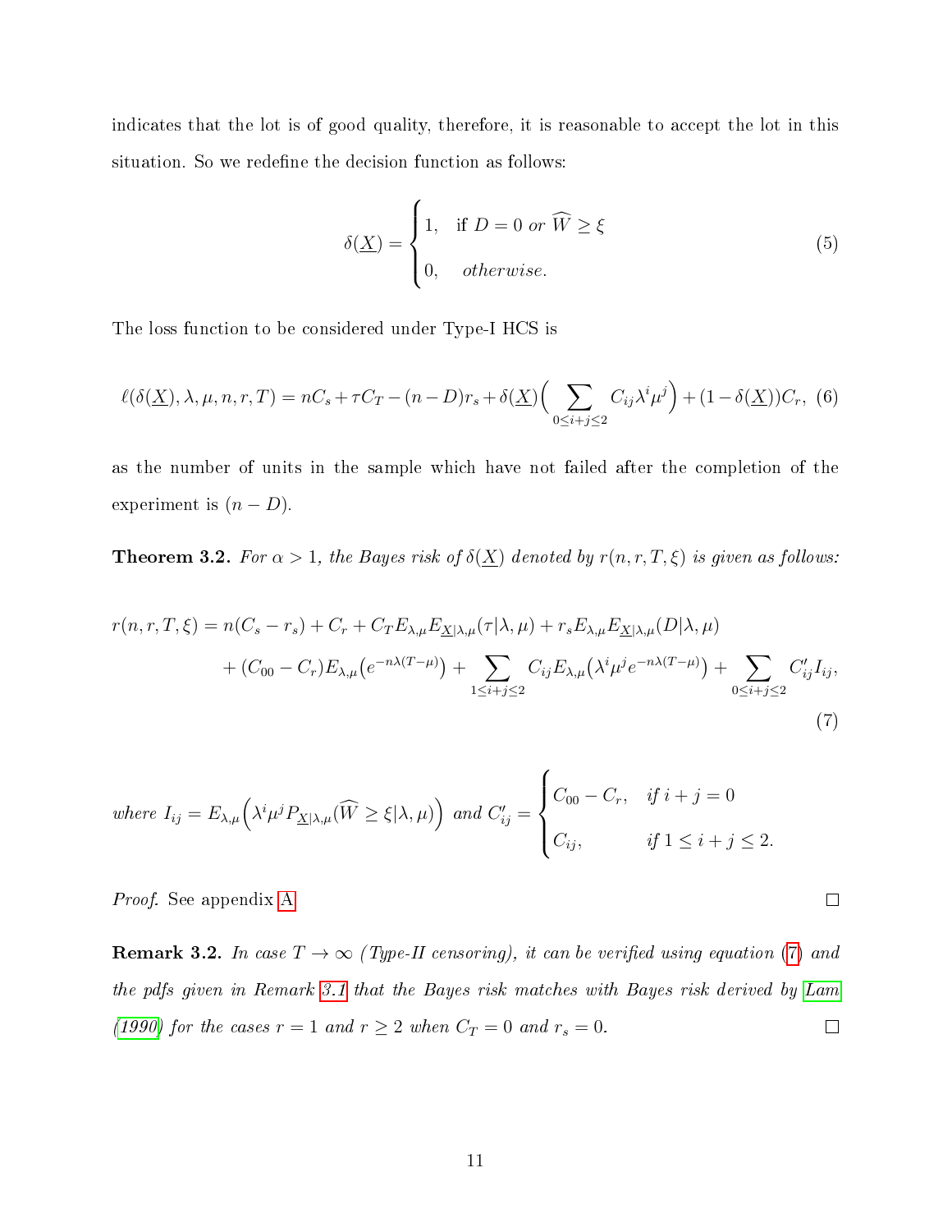indicates that the lot is of good quality, therefore, it is reasonable to accept the lot in this situation. So we redefine the decision function as follows:

$$\delta(\underline{X}) = \begin{cases} 1, & \text{if } D = 0 \text{ } or \text{ } \widehat{W} \geq \xi \\ 0, & otherwise. \end{cases} \tag{5}$$

The loss function to be considered under Type-I HCS is

$$\ell(\delta(\underline{X}), \lambda, \mu, n, r, T) = nC_s + \tau C_T - (n - D)r_s + \delta(\underline{X})\Big(\sum_{0 \leq i+j \leq 2} C_{ij}\lambda^i \mu^j\Big) + (1 - \delta(\underline{X}))C_r, \tag{6}$$

as the number of units in the sample which have not failed after the completion of the experiment is $(n - D)$.

**Theorem 3.2.** *For $\alpha > 1$, the Bayes risk of $\delta(\underline{X})$ denoted by $r(n, r, T, \xi)$ is given as follows:*

$$\begin{aligned} r(n, r, T, \xi) = \; & n(C_s - r_s) + C_r + C_T E_{\lambda,\mu} E_{\underline{X}|\lambda,\mu}(\tau|\lambda, \mu) + r_s E_{\lambda,\mu} E_{\underline{X}|\lambda,\mu}(D|\lambda, \mu) \\ & + (C_{00} - C_r) E_{\lambda,\mu}\big(e^{-n\lambda(T-\mu)}\big) + \sum_{1 \leq i+j \leq 2} C_{ij} E_{\lambda,\mu}\big(\lambda^i \mu^j e^{-n\lambda(T-\mu)}\big) + \sum_{0 \leq i+j \leq 2} C'_{ij} I_{ij}, \end{aligned} \tag{7}$$

*where* $I_{ij} = E_{\lambda,\mu}\Big(\lambda^i \mu^j P_{\underline{X}|\lambda,\mu}(\widehat{W} \geq \xi|\lambda, \mu)\Big)$ *and* $C'_{ij} = \begin{cases} C_{00} - C_r, & \text{if } i + j = 0 \\ C_{ij}, & \text{if } 1 \leq i + j \leq 2. \end{cases}$

*Proof.* See appendix A. ☐

**Remark 3.2.** *In case $T \to \infty$ (Type-II censoring), it can be verified using equation (7) and the pdfs given in Remark 3.1 that the Bayes risk matches with Bayes risk derived by Lam (1990) for the cases $r = 1$ and $r \geq 2$ when $C_T = 0$ and $r_s = 0$.* ☐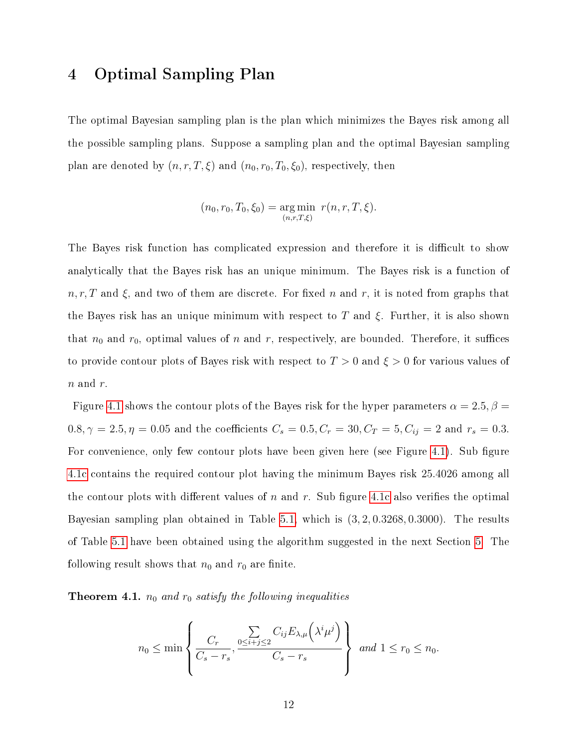# 4 Optimal Sampling Plan

The optimal Bayesian sampling plan is the plan which minimizes the Bayes risk among all the possible sampling plans. Suppose a sampling plan and the optimal Bayesian sampling plan are denoted by $(n, r, T, \xi)$ and $(n_0, r_0, T_0, \xi_0)$, respectively, then

$$(n_0, r_0, T_0, \xi_0) = \underset{(n,r,T,\xi)}{\arg\min} \ r(n, r, T, \xi).$$

The Bayes risk function has complicated expression and therefore it is difficult to show analytically that the Bayes risk has an unique minimum. The Bayes risk is a function of $n, r, T$ and $\xi$, and two of them are discrete. For fixed $n$ and $r$, it is noted from graphs that the Bayes risk has an unique minimum with respect to $T$ and $\xi$. Further, it is also shown that $n_0$ and $r_0$, optimal values of $n$ and $r$, respectively, are bounded. Therefore, it suffices to provide contour plots of Bayes risk with respect to $T > 0$ and $\xi > 0$ for various values of $n$ and $r$.

Figure 4.1 shows the contour plots of the Bayes risk for the hyper parameters $\alpha = 2.5, \beta = 0.8, \gamma = 2.5, \eta = 0.05$ and the coefficients $C_s = 0.5, C_r = 30, C_T = 5, C_{ij} = 2$ and $r_s = 0.3$. For convenience, only few contour plots have been given here (see Figure 4.1). Sub figure 4.1c contains the required contour plot having the minimum Bayes risk 25.4026 among all the contour plots with different values of $n$ and $r$. Sub figure 4.1c also verifies the optimal Bayesian sampling plan obtained in Table 5.1, which is $(3, 2, 0.3268, 0.3000)$. The results of Table 5.1 have been obtained using the algorithm suggested in the next Section 5. The following result shows that $n_0$ and $r_0$ are finite.

**Theorem 4.1.** *$n_0$ and $r_0$ satisfy the following inequalities*

$$n_0 \leq \min \left\{ \frac{C_r}{C_s - r_s}, \frac{\sum\limits_{0 \leq i+j \leq 2} C_{ij} E_{\lambda,\mu}\Big(\lambda^i \mu^j\Big)}{C_s - r_s} \right\} \ \textit{and} \ 1 \leq r_0 \leq n_0.$$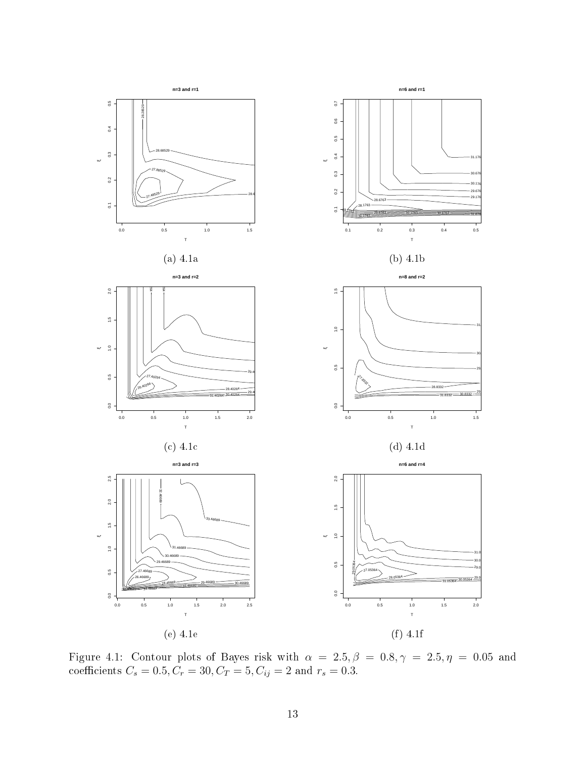(a) 4.1a

(b) 4.1b

(c) 4.1c

(d) 4.1d

(e) 4.1e

(f) 4.1f

Figure 4.1: Contour plots of Bayes risk with $\alpha = 2.5, \beta = 0.8, \gamma = 2.5, \eta = 0.05$ and coefficients $C_s = 0.5, C_r = 30, C_T = 5, C_{ij} = 2$ and $r_s = 0.3$.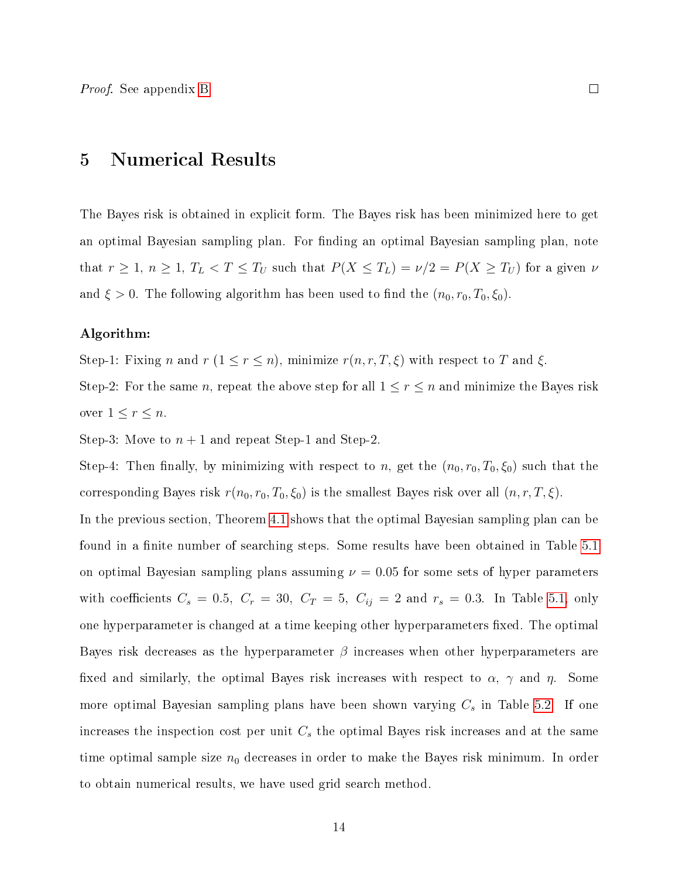*Proof.* See appendix B ☐

## 5 Numerical Results

The Bayes risk is obtained in explicit form. The Bayes risk has been minimized here to get an optimal Bayesian sampling plan. For finding an optimal Bayesian sampling plan, note that $r \geq 1$, $n \geq 1$, $T_L < T \leq T_U$ such that $P(X \leq T_L) = \nu/2 = P(X \geq T_U)$ for a given $\nu$ and $\xi > 0$. The following algorithm has been used to find the $(n_0, r_0, T_0, \xi_0)$.

**Algorithm:**

Step-1: Fixing $n$ and $r$ $(1 \leq r \leq n)$, minimize $r(n, r, T, \xi)$ with respect to $T$ and $\xi$.

Step-2: For the same $n$, repeat the above step for all $1 \leq r \leq n$ and minimize the Bayes risk over $1 \leq r \leq n$.

Step-3: Move to $n + 1$ and repeat Step-1 and Step-2.

Step-4: Then finally, by minimizing with respect to $n$, get the $(n_0, r_0, T_0, \xi_0)$ such that the corresponding Bayes risk $r(n_0, r_0, T_0, \xi_0)$ is the smallest Bayes risk over all $(n, r, T, \xi)$.

In the previous section, Theorem 4.1 shows that the optimal Bayesian sampling plan can be found in a finite number of searching steps. Some results have been obtained in Table 5.1 on optimal Bayesian sampling plans assuming $\nu = 0.05$ for some sets of hyper parameters with coefficients $C_s = 0.5$, $C_r = 30$, $C_T = 5$, $C_{ij} = 2$ and $r_s = 0.3$. In Table 5.1, only one hyperparameter is changed at a time keeping other hyperparameters fixed. The optimal Bayes risk decreases as the hyperparameter $\beta$ increases when other hyperparameters are fixed and similarly, the optimal Bayes risk increases with respect to $\alpha$, $\gamma$ and $\eta$. Some more optimal Bayesian sampling plans have been shown varying $C_s$ in Table 5.2. If one increases the inspection cost per unit $C_s$ the optimal Bayes risk increases and at the same time optimal sample size $n_0$ decreases in order to make the Bayes risk minimum. In order to obtain numerical results, we have used grid search method.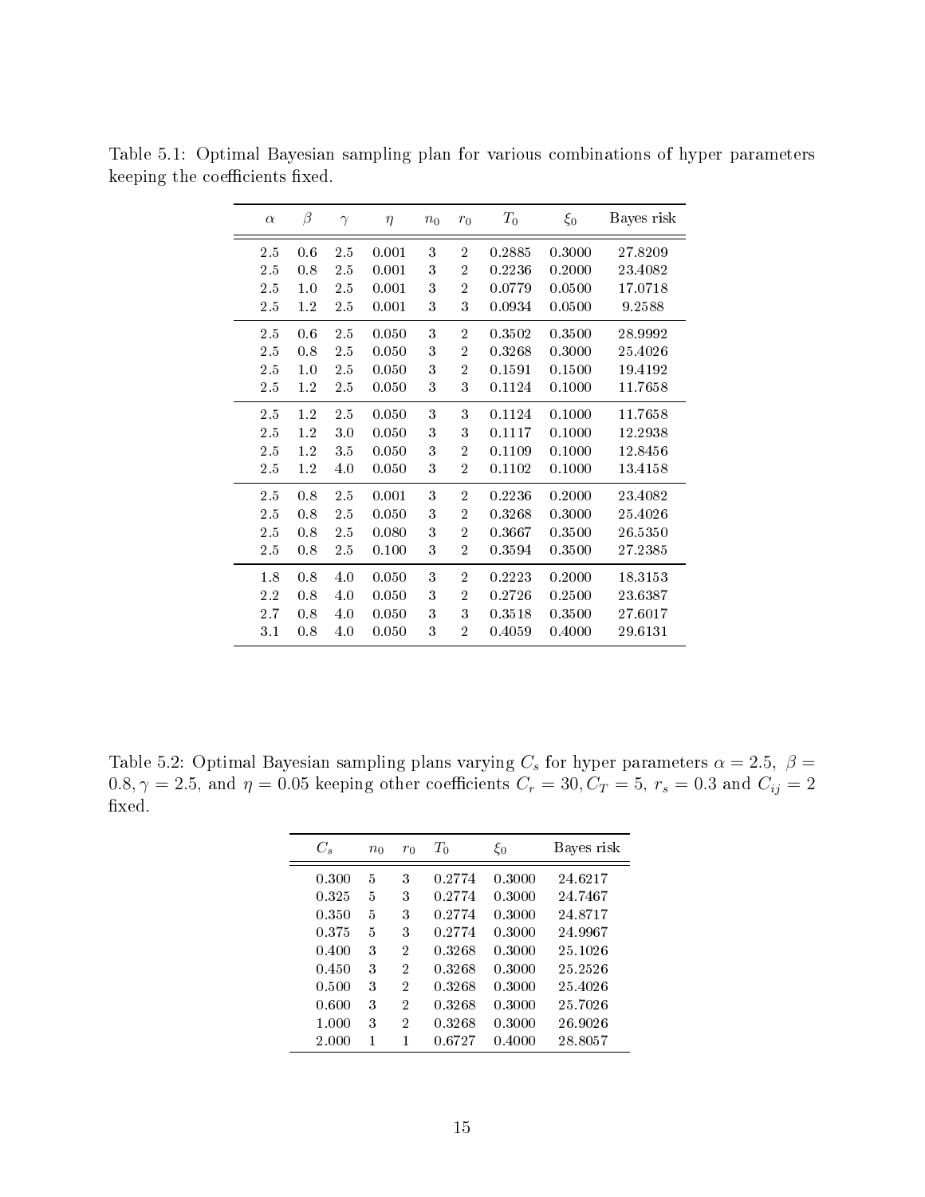Table 5.1: Optimal Bayesian sampling plan for various combinations of hyper parameters keeping the coefficients fixed.

| $\alpha$ | $\beta$ | $\gamma$ | $\eta$ | $n_0$ | $r_0$ | $T_0$ | $\xi_0$ | Bayes risk |
|---|---|---|---|---|---|---|---|---|
| 2.5 | 0.6 | 2.5 | 0.001 | 3 | 2 | 0.2885 | 0.3000 | 27.8209 |
| 2.5 | 0.8 | 2.5 | 0.001 | 3 | 2 | 0.2236 | 0.2000 | 23.4082 |
| 2.5 | 1.0 | 2.5 | 0.001 | 3 | 2 | 0.0779 | 0.0500 | 17.0718 |
| 2.5 | 1.2 | 2.5 | 0.001 | 3 | 3 | 0.0934 | 0.0500 | 9.2588 |
| 2.5 | 0.6 | 2.5 | 0.050 | 3 | 2 | 0.3502 | 0.3500 | 28.9992 |
| 2.5 | 0.8 | 2.5 | 0.050 | 3 | 2 | 0.3268 | 0.3000 | 25.4026 |
| 2.5 | 1.0 | 2.5 | 0.050 | 3 | 2 | 0.1591 | 0.1500 | 19.4192 |
| 2.5 | 1.2 | 2.5 | 0.050 | 3 | 3 | 0.1124 | 0.1000 | 11.7658 |
| 2.5 | 1.2 | 2.5 | 0.050 | 3 | 3 | 0.1124 | 0.1000 | 11.7658 |
| 2.5 | 1.2 | 3.0 | 0.050 | 3 | 3 | 0.1117 | 0.1000 | 12.2938 |
| 2.5 | 1.2 | 3.5 | 0.050 | 3 | 2 | 0.1109 | 0.1000 | 12.8456 |
| 2.5 | 1.2 | 4.0 | 0.050 | 3 | 2 | 0.1102 | 0.1000 | 13.4158 |
| 2.5 | 0.8 | 2.5 | 0.001 | 3 | 2 | 0.2236 | 0.2000 | 23.4082 |
| 2.5 | 0.8 | 2.5 | 0.050 | 3 | 2 | 0.3268 | 0.3000 | 25.4026 |
| 2.5 | 0.8 | 2.5 | 0.080 | 3 | 2 | 0.3667 | 0.3500 | 26.5350 |
| 2.5 | 0.8 | 2.5 | 0.100 | 3 | 2 | 0.3594 | 0.3500 | 27.2385 |
| 1.8 | 0.8 | 4.0 | 0.050 | 3 | 2 | 0.2223 | 0.2000 | 18.3153 |
| 2.2 | 0.8 | 4.0 | 0.050 | 3 | 2 | 0.2726 | 0.2500 | 23.6387 |
| 2.7 | 0.8 | 4.0 | 0.050 | 3 | 3 | 0.3518 | 0.3500 | 27.6017 |
| 3.1 | 0.8 | 4.0 | 0.050 | 3 | 2 | 0.4059 | 0.4000 | 29.6131 |

Table 5.2: Optimal Bayesian sampling plans varying $C_s$ for hyper parameters $\alpha = 2.5,\ \beta = 0.8, \gamma = 2.5$, and $\eta = 0.05$ keeping other coefficients $C_r = 30, C_T = 5,\ r_s = 0.3$ and $C_{ij} = 2$ fixed.

| $C_s$ | $n_0$ | $r_0$ | $T_0$ | $\xi_0$ | Bayes risk |
|---|---|---|---|---|---|
| 0.300 | 5 | 3 | 0.2774 | 0.3000 | 24.6217 |
| 0.325 | 5 | 3 | 0.2774 | 0.3000 | 24.7467 |
| 0.350 | 5 | 3 | 0.2774 | 0.3000 | 24.8717 |
| 0.375 | 5 | 3 | 0.2774 | 0.3000 | 24.9967 |
| 0.400 | 3 | 2 | 0.3268 | 0.3000 | 25.1026 |
| 0.450 | 3 | 2 | 0.3268 | 0.3000 | 25.2526 |
| 0.500 | 3 | 2 | 0.3268 | 0.3000 | 25.4026 |
| 0.600 | 3 | 2 | 0.3268 | 0.3000 | 25.7026 |
| 1.000 | 3 | 2 | 0.3268 | 0.3000 | 26.9026 |
| 2.000 | 1 | 1 | 0.6727 | 0.4000 | 28.8057 |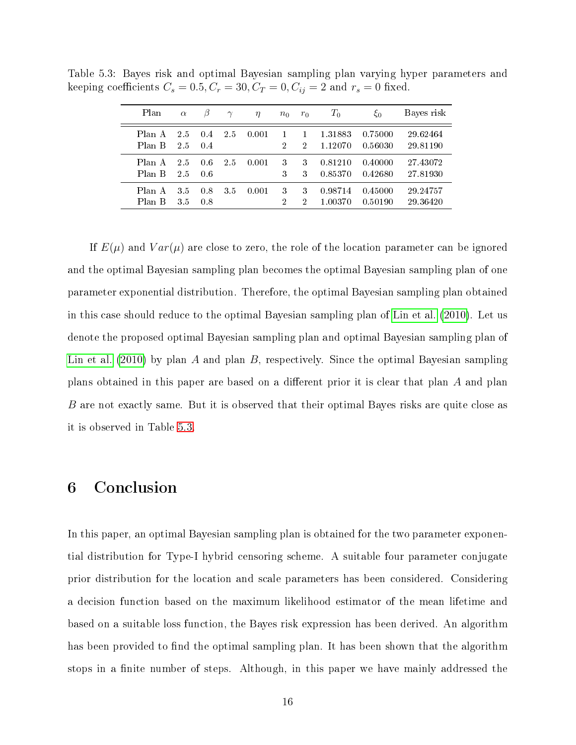Table 5.3: Bayes risk and optimal Bayesian sampling plan varying hyper parameters and keeping coefficients $C_s = 0.5, C_r = 30, C_T = 0, C_{ij} = 2$ and $r_s = 0$ fixed.

| Plan | $\alpha$ | $\beta$ | $\gamma$ | $\eta$ | $n_0$ | $r_0$ | $T_0$ | $\xi_0$ | Bayes risk |
|---|---|---|---|---|---|---|---|---|---|
| Plan A | 2.5 | 0.4 | 2.5 | 0.001 | 1 | 1 | 1.31883 | 0.75000 | 29.62464 |
| Plan B | 2.5 | 0.4 | | | 2 | 2 | 1.12070 | 0.56030 | 29.81190 |
| Plan A | 2.5 | 0.6 | 2.5 | 0.001 | 3 | 3 | 0.81210 | 0.40000 | 27.43072 |
| Plan B | 2.5 | 0.6 | | | 3 | 3 | 0.85370 | 0.42680 | 27.81930 |
| Plan A | 3.5 | 0.8 | 3.5 | 0.001 | 3 | 3 | 0.98714 | 0.45000 | 29.24757 |
| Plan B | 3.5 | 0.8 | | | 2 | 2 | 1.00370 | 0.50190 | 29.36420 |

If $E(\mu)$ and $Var(\mu)$ are close to zero, the role of the location parameter can be ignored and the optimal Bayesian sampling plan becomes the optimal Bayesian sampling plan of one parameter exponential distribution. Therefore, the optimal Bayesian sampling plan obtained in this case should reduce to the optimal Bayesian sampling plan of Lin et al. (2010). Let us denote the proposed optimal Bayesian sampling plan and optimal Bayesian sampling plan of Lin et al. (2010) by plan $A$ and plan $B$, respectively. Since the optimal Bayesian sampling plans obtained in this paper are based on a different prior it is clear that plan $A$ and plan $B$ are not exactly same. But it is observed that their optimal Bayes risks are quite close as it is observed in Table 5.3.

# 6 Conclusion

In this paper, an optimal Bayesian sampling plan is obtained for the two parameter exponential distribution for Type-I hybrid censoring scheme. A suitable four parameter conjugate prior distribution for the location and scale parameters has been considered. Considering a decision function based on the maximum likelihood estimator of the mean lifetime and based on a suitable loss function, the Bayes risk expression has been derived. An algorithm has been provided to find the optimal sampling plan. It has been shown that the algorithm stops in a finite number of steps. Although, in this paper we have mainly addressed the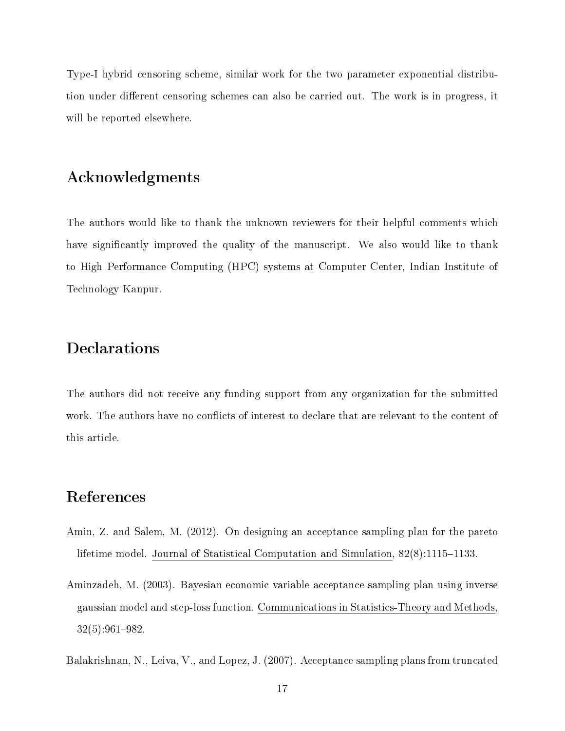Type-I hybrid censoring scheme, similar work for the two parameter exponential distribution under different censoring schemes can also be carried out. The work is in progress, it will be reported elsewhere.

## Acknowledgments

The authors would like to thank the unknown reviewers for their helpful comments which have significantly improved the quality of the manuscript. We also would like to thank to High Performance Computing (HPC) systems at Computer Center, Indian Institute of Technology Kanpur.

## Declarations

The authors did not receive any funding support from any organization for the submitted work. The authors have no conflicts of interest to declare that are relevant to the content of this article.

## References

Amin, Z. and Salem, M. (2012). On designing an acceptance sampling plan for the pareto lifetime model. Journal of Statistical Computation and Simulation, 82(8):1115–1133.

Aminzadeh, M. (2003). Bayesian economic variable acceptance-sampling plan using inverse gaussian model and step-loss function. Communications in Statistics-Theory and Methods, 32(5):961–982.

Balakrishnan, N., Leiva, V., and Lopez, J. (2007). Acceptance sampling plans from truncated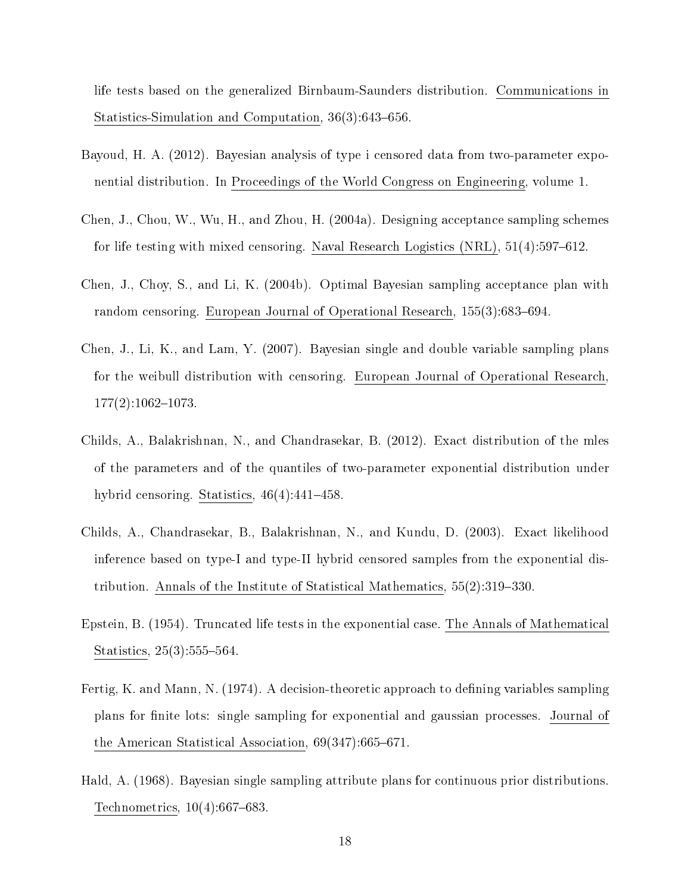life tests based on the generalized Birnbaum-Saunders distribution. Communications in Statistics-Simulation and Computation, 36(3):643–656.

Bayoud, H. A. (2012). Bayesian analysis of type i censored data from two-parameter exponential distribution. In Proceedings of the World Congress on Engineering, volume 1.

Chen, J., Chou, W., Wu, H., and Zhou, H. (2004a). Designing acceptance sampling schemes for life testing with mixed censoring. Naval Research Logistics (NRL), 51(4):597–612.

Chen, J., Choy, S., and Li, K. (2004b). Optimal Bayesian sampling acceptance plan with random censoring. European Journal of Operational Research, 155(3):683–694.

Chen, J., Li, K., and Lam, Y. (2007). Bayesian single and double variable sampling plans for the weibull distribution with censoring. European Journal of Operational Research, 177(2):1062–1073.

Childs, A., Balakrishnan, N., and Chandrasekar, B. (2012). Exact distribution of the mles of the parameters and of the quantiles of two-parameter exponential distribution under hybrid censoring. Statistics, 46(4):441–458.

Childs, A., Chandrasekar, B., Balakrishnan, N., and Kundu, D. (2003). Exact likelihood inference based on type-I and type-II hybrid censored samples from the exponential distribution. Annals of the Institute of Statistical Mathematics, 55(2):319–330.

Epstein, B. (1954). Truncated life tests in the exponential case. The Annals of Mathematical Statistics, 25(3):555–564.

Fertig, K. and Mann, N. (1974). A decision-theoretic approach to defining variables sampling plans for finite lots: single sampling for exponential and gaussian processes. Journal of the American Statistical Association, 69(347):665–671.

Hald, A. (1968). Bayesian single sampling attribute plans for continuous prior distributions. Technometrics, 10(4):667–683.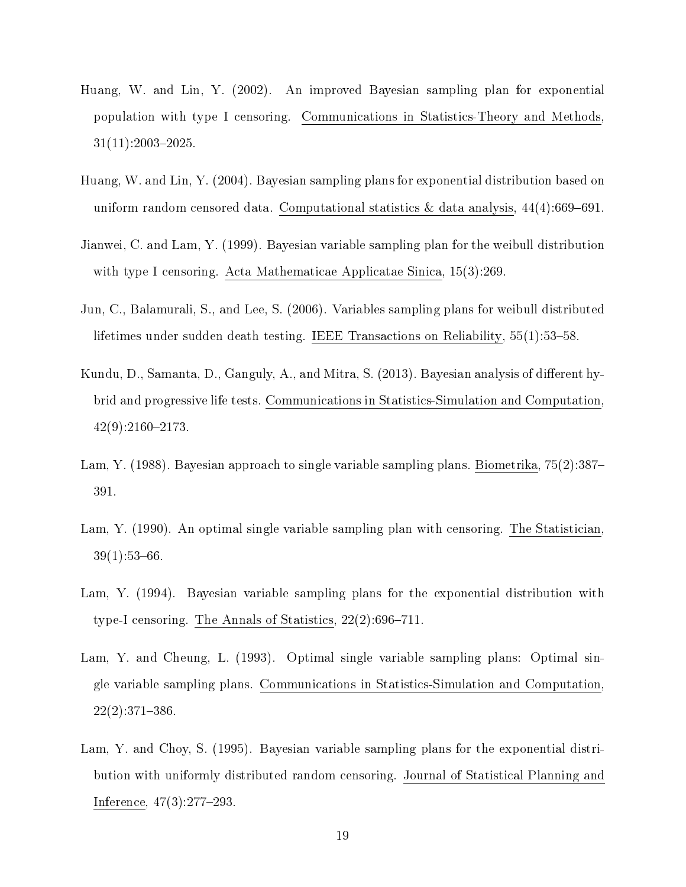Huang, W. and Lin, Y. (2002). An improved Bayesian sampling plan for exponential population with type I censoring. Communications in Statistics-Theory and Methods, 31(11):2003–2025.

Huang, W. and Lin, Y. (2004). Bayesian sampling plans for exponential distribution based on uniform random censored data. Computational statistics & data analysis, 44(4):669–691.

Jianwei, C. and Lam, Y. (1999). Bayesian variable sampling plan for the weibull distribution with type I censoring. Acta Mathematicae Applicatae Sinica, 15(3):269.

Jun, C., Balamurali, S., and Lee, S. (2006). Variables sampling plans for weibull distributed lifetimes under sudden death testing. IEEE Transactions on Reliability, 55(1):53–58.

Kundu, D., Samanta, D., Ganguly, A., and Mitra, S. (2013). Bayesian analysis of different hybrid and progressive life tests. Communications in Statistics-Simulation and Computation, 42(9):2160–2173.

Lam, Y. (1988). Bayesian approach to single variable sampling plans. Biometrika, 75(2):387–391.

Lam, Y. (1990). An optimal single variable sampling plan with censoring. The Statistician, 39(1):53–66.

Lam, Y. (1994). Bayesian variable sampling plans for the exponential distribution with type-I censoring. The Annals of Statistics, 22(2):696–711.

Lam, Y. and Cheung, L. (1993). Optimal single variable sampling plans: Optimal single variable sampling plans. Communications in Statistics-Simulation and Computation, 22(2):371–386.

Lam, Y. and Choy, S. (1995). Bayesian variable sampling plans for the exponential distribution with uniformly distributed random censoring. Journal of Statistical Planning and Inference, 47(3):277–293.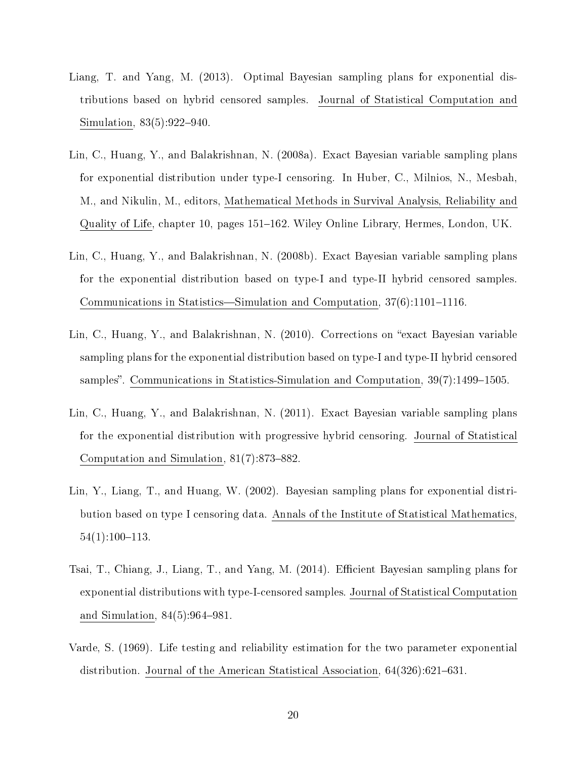Liang, T. and Yang, M. (2013). Optimal Bayesian sampling plans for exponential distributions based on hybrid censored samples. Journal of Statistical Computation and Simulation, 83(5):922–940.

Lin, C., Huang, Y., and Balakrishnan, N. (2008a). Exact Bayesian variable sampling plans for exponential distribution under type-I censoring. In Huber, C., Milnios, N., Mesbah, M., and Nikulin, M., editors, Mathematical Methods in Survival Analysis, Reliability and Quality of Life, chapter 10, pages 151–162. Wiley Online Library, Hermes, London, UK.

Lin, C., Huang, Y., and Balakrishnan, N. (2008b). Exact Bayesian variable sampling plans for the exponential distribution based on type-I and type-II hybrid censored samples. Communications in Statistics—Simulation and Computation, 37(6):1101–1116.

Lin, C., Huang, Y., and Balakrishnan, N. (2010). Corrections on "exact Bayesian variable sampling plans for the exponential distribution based on type-I and type-II hybrid censored samples". Communications in Statistics-Simulation and Computation, 39(7):1499–1505.

Lin, C., Huang, Y., and Balakrishnan, N. (2011). Exact Bayesian variable sampling plans for the exponential distribution with progressive hybrid censoring. Journal of Statistical Computation and Simulation, 81(7):873–882.

Lin, Y., Liang, T., and Huang, W. (2002). Bayesian sampling plans for exponential distribution based on type I censoring data. Annals of the Institute of Statistical Mathematics, 54(1):100–113.

Tsai, T., Chiang, J., Liang, T., and Yang, M. (2014). Efficient Bayesian sampling plans for exponential distributions with type-I-censored samples. Journal of Statistical Computation and Simulation, 84(5):964–981.

Varde, S. (1969). Life testing and reliability estimation for the two parameter exponential distribution. Journal of the American Statistical Association, 64(326):621–631.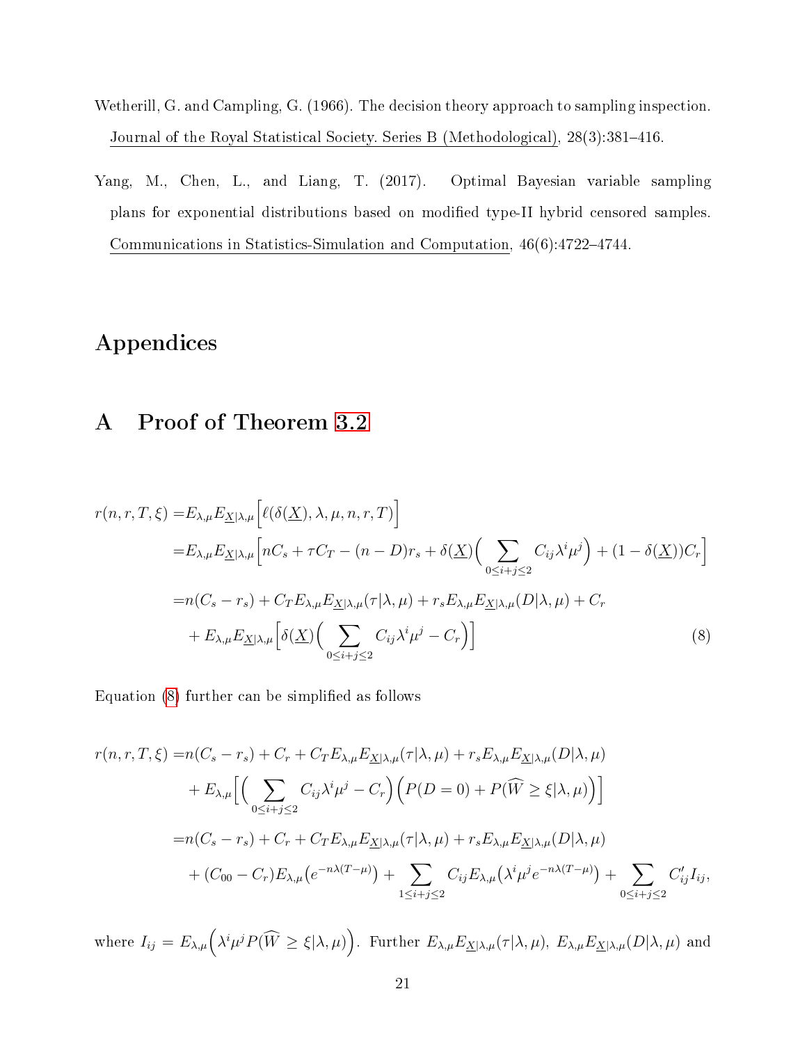Wetherill, G. and Campling, G. (1966). The decision theory approach to sampling inspection. Journal of the Royal Statistical Society. Series B (Methodological), 28(3):381–416.

Yang, M., Chen, L., and Liang, T. (2017). Optimal Bayesian variable sampling plans for exponential distributions based on modified type-II hybrid censored samples. Communications in Statistics-Simulation and Computation, 46(6):4722–4744.

# Appendices

# A Proof of Theorem 3.2

$$
\begin{aligned}
r(n,r,T,\xi) =& E_{\lambda,\mu}E_{\underline{X}|\lambda,\mu}\Big[\ell(\delta(\underline{X}),\lambda,\mu,n,r,T)\Big] \\
=& E_{\lambda,\mu}E_{\underline{X}|\lambda,\mu}\Big[nC_s + \tau C_T - (n-D)r_s + \delta(\underline{X})\Big(\sum_{0\le i+j\le 2} C_{ij}\lambda^i\mu^j\Big) + (1-\delta(\underline{X}))C_r\Big] \\
=& n(C_s - r_s) + C_T E_{\lambda,\mu}E_{\underline{X}|\lambda,\mu}(\tau|\lambda,\mu) + r_s E_{\lambda,\mu}E_{\underline{X}|\lambda,\mu}(D|\lambda,\mu) + C_r \\
&+ E_{\lambda,\mu}E_{\underline{X}|\lambda,\mu}\Big[\delta(\underline{X})\Big(\sum_{0\le i+j\le 2} C_{ij}\lambda^i\mu^j - C_r\Big)\Big] \qquad (8)
\end{aligned}
$$

Equation (8) further can be simplified as follows

$$
\begin{aligned}
r(n,r,T,\xi) =& n(C_s - r_s) + C_r + C_T E_{\lambda,\mu}E_{\underline{X}|\lambda,\mu}(\tau|\lambda,\mu) + r_s E_{\lambda,\mu}E_{\underline{X}|\lambda,\mu}(D|\lambda,\mu) \\
&+ E_{\lambda,\mu}\Big[\Big(\sum_{0\le i+j\le 2} C_{ij}\lambda^i\mu^j - C_r\Big)\Big(P(D=0) + P(\widehat{W}\ge\xi|\lambda,\mu)\Big)\Big] \\
=& n(C_s - r_s) + C_r + C_T E_{\lambda,\mu}E_{\underline{X}|\lambda,\mu}(\tau|\lambda,\mu) + r_s E_{\lambda,\mu}E_{\underline{X}|\lambda,\mu}(D|\lambda,\mu) \\
&+ (C_{00} - C_r)E_{\lambda,\mu}\big(e^{-n\lambda(T-\mu)}\big) + \sum_{1\le i+j\le 2} C_{ij}E_{\lambda,\mu}\big(\lambda^i\mu^j e^{-n\lambda(T-\mu)}\big) + \sum_{0\le i+j\le 2} C'_{ij}I_{ij},
\end{aligned}
$$

where $I_{ij} = E_{\lambda,\mu}\Big(\lambda^i\mu^j P(\widehat{W}\ge\xi|\lambda,\mu)\Big)$. Further $E_{\lambda,\mu}E_{\underline{X}|\lambda,\mu}(\tau|\lambda,\mu)$, $E_{\lambda,\mu}E_{\underline{X}|\lambda,\mu}(D|\lambda,\mu)$ and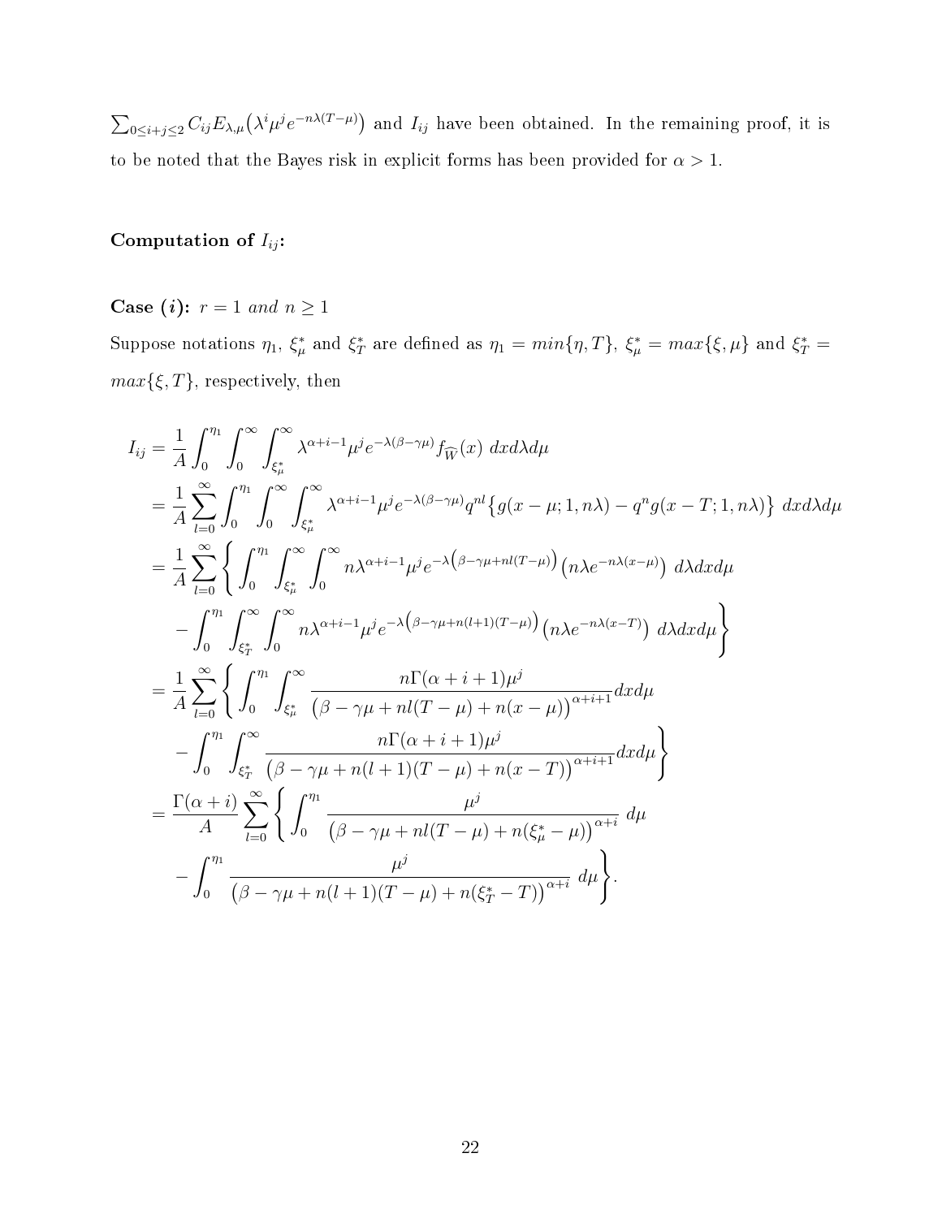$\sum_{0\leq i+j\leq 2} C_{ij} E_{\lambda,\mu}\big(\lambda^i \mu^j e^{-n\lambda(T-\mu)}\big)$ and $I_{ij}$ have been obtained. In the remaining proof, it is to be noted that the Bayes risk in explicit forms has been provided for $\alpha > 1$.

**Computation of $I_{ij}$:**

**Case $(i)$:** $r = 1$ *and* $n \geq 1$

Suppose notations $\eta_1$, $\xi^*_\mu$ and $\xi^*_T$ are defined as $\eta_1 = min\{\eta, T\}$, $\xi^*_\mu = max\{\xi, \mu\}$ and $\xi^*_T = max\{\xi, T\}$, respectively, then

$$
\begin{aligned}
I_{ij} &= \frac{1}{A}\int_0^{\eta_1}\int_0^{\infty}\int_{\xi^*_\mu}^{\infty} \lambda^{\alpha+i-1}\mu^j e^{-\lambda(\beta-\gamma\mu)} f_{\widehat{W}}(x)\ dx d\lambda d\mu \\
&= \frac{1}{A}\sum_{l=0}^{\infty}\int_0^{\eta_1}\int_0^{\infty}\int_{\xi^*_\mu}^{\infty} \lambda^{\alpha+i-1}\mu^j e^{-\lambda(\beta-\gamma\mu)} q^{nl}\big\{g(x-\mu;1,n\lambda) - q^n g(x-T;1,n\lambda)\big\}\ dx d\lambda d\mu \\
&= \frac{1}{A}\sum_{l=0}^{\infty}\Bigg\{\int_0^{\eta_1}\int_{\xi^*_\mu}^{\infty}\int_0^{\infty} n\lambda^{\alpha+i-1}\mu^j e^{-\lambda\big(\beta-\gamma\mu+nl(T-\mu)\big)}\big(n\lambda e^{-n\lambda(x-\mu)}\big)\ d\lambda dx d\mu \\
&\quad - \int_0^{\eta_1}\int_{\xi^*_T}^{\infty}\int_0^{\infty} n\lambda^{\alpha+i-1}\mu^j e^{-\lambda\big(\beta-\gamma\mu+n(l+1)(T-\mu)\big)}\big(n\lambda e^{-n\lambda(x-T)}\big)\ d\lambda dx d\mu\Bigg\} \\
&= \frac{1}{A}\sum_{l=0}^{\infty}\Bigg\{\int_0^{\eta_1}\int_{\xi^*_\mu}^{\infty} \frac{n\Gamma(\alpha+i+1)\mu^j}{\big(\beta-\gamma\mu+nl(T-\mu)+n(x-\mu)\big)^{\alpha+i+1}} dx d\mu \\
&\quad - \int_0^{\eta_1}\int_{\xi^*_T}^{\infty} \frac{n\Gamma(\alpha+i+1)\mu^j}{\big(\beta-\gamma\mu+n(l+1)(T-\mu)+n(x-T)\big)^{\alpha+i+1}} dx d\mu\Bigg\} \\
&= \frac{\Gamma(\alpha+i)}{A}\sum_{l=0}^{\infty}\Bigg\{\int_0^{\eta_1} \frac{\mu^j}{\big(\beta-\gamma\mu+nl(T-\mu)+n(\xi^*_\mu-\mu)\big)^{\alpha+i}}\ d\mu \\
&\quad - \int_0^{\eta_1} \frac{\mu^j}{\big(\beta-\gamma\mu+n(l+1)(T-\mu)+n(\xi^*_T-T)\big)^{\alpha+i}}\ d\mu\Bigg\}.
\end{aligned}
$$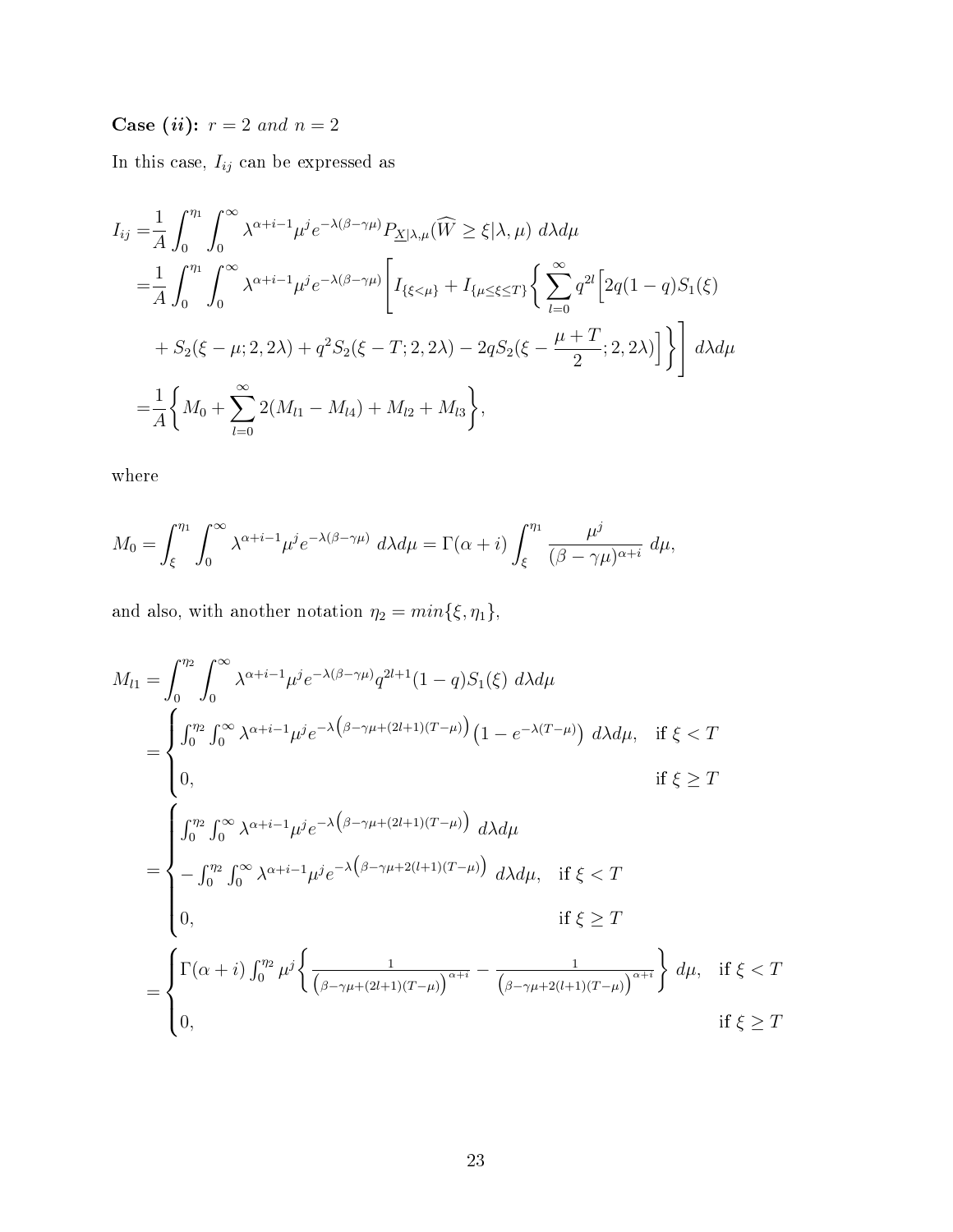**Case *(ii)*:** *$r = 2$ and $n = 2$*

In this case, $I_{ij}$ can be expressed as

$$
\begin{aligned}
I_{ij} =& \frac{1}{A}\int_0^{\eta_1}\int_0^{\infty} \lambda^{\alpha+i-1}\mu^j e^{-\lambda(\beta-\gamma\mu)} P_{\underline{X}|\lambda,\mu}(\widehat{W} \geq \xi|\lambda,\mu)\ d\lambda d\mu \\
=& \frac{1}{A}\int_0^{\eta_1}\int_0^{\infty} \lambda^{\alpha+i-1}\mu^j e^{-\lambda(\beta-\gamma\mu)} \Bigg[ I_{\{\xi<\mu\}} + I_{\{\mu\leq\xi\leq T\}} \Bigg\{ \sum_{l=0}^{\infty} q^{2l}\Big[ 2q(1-q)S_1(\xi) \\
& + S_2(\xi-\mu;2,2\lambda) + q^2 S_2(\xi-T;2,2\lambda) - 2qS_2(\xi-\frac{\mu+T}{2};2,2\lambda)\Big]\Bigg\}\Bigg]\ d\lambda d\mu \\
=& \frac{1}{A}\Bigg\{ M_0 + \sum_{l=0}^{\infty} 2(M_{l1}-M_{l4}) + M_{l2} + M_{l3}\Bigg\},
\end{aligned}
$$

where

$$
M_0 = \int_{\xi}^{\eta_1}\int_0^{\infty} \lambda^{\alpha+i-1}\mu^j e^{-\lambda(\beta-\gamma\mu)}\ d\lambda d\mu = \Gamma(\alpha+i)\int_{\xi}^{\eta_1} \frac{\mu^j}{(\beta-\gamma\mu)^{\alpha+i}}\ d\mu,
$$

and also, with another notation $\eta_2 = min\{\xi,\eta_1\}$,

$$
\begin{aligned}
M_{l1} =& \int_0^{\eta_2}\int_0^{\infty} \lambda^{\alpha+i-1}\mu^j e^{-\lambda(\beta-\gamma\mu)} q^{2l+1}(1-q)S_1(\xi)\ d\lambda d\mu \\
=& \begin{cases} \int_0^{\eta_2}\int_0^{\infty} \lambda^{\alpha+i-1}\mu^j e^{-\lambda\left(\beta-\gamma\mu+(2l+1)(T-\mu)\right)}\left(1-e^{-\lambda(T-\mu)}\right)\ d\lambda d\mu, & \text{if } \xi < T \\ 0, & \text{if } \xi \geq T \end{cases} \\
=& \begin{cases} \int_0^{\eta_2}\int_0^{\infty} \lambda^{\alpha+i-1}\mu^j e^{-\lambda\left(\beta-\gamma\mu+(2l+1)(T-\mu)\right)}\ d\lambda d\mu \\ -\int_0^{\eta_2}\int_0^{\infty} \lambda^{\alpha+i-1}\mu^j e^{-\lambda\left(\beta-\gamma\mu+2(l+1)(T-\mu)\right)}\ d\lambda d\mu, & \text{if } \xi < T \\ 0, & \text{if } \xi \geq T \end{cases} \\
=& \begin{cases} \Gamma(\alpha+i)\int_0^{\eta_2} \mu^j \left\{ \frac{1}{\left(\beta-\gamma\mu+(2l+1)(T-\mu)\right)^{\alpha+i}} - \frac{1}{\left(\beta-\gamma\mu+2(l+1)(T-\mu)\right)^{\alpha+i}} \right\}\ d\mu, & \text{if } \xi < T \\ 0, & \text{if } \xi \geq T \end{cases}
\end{aligned}
$$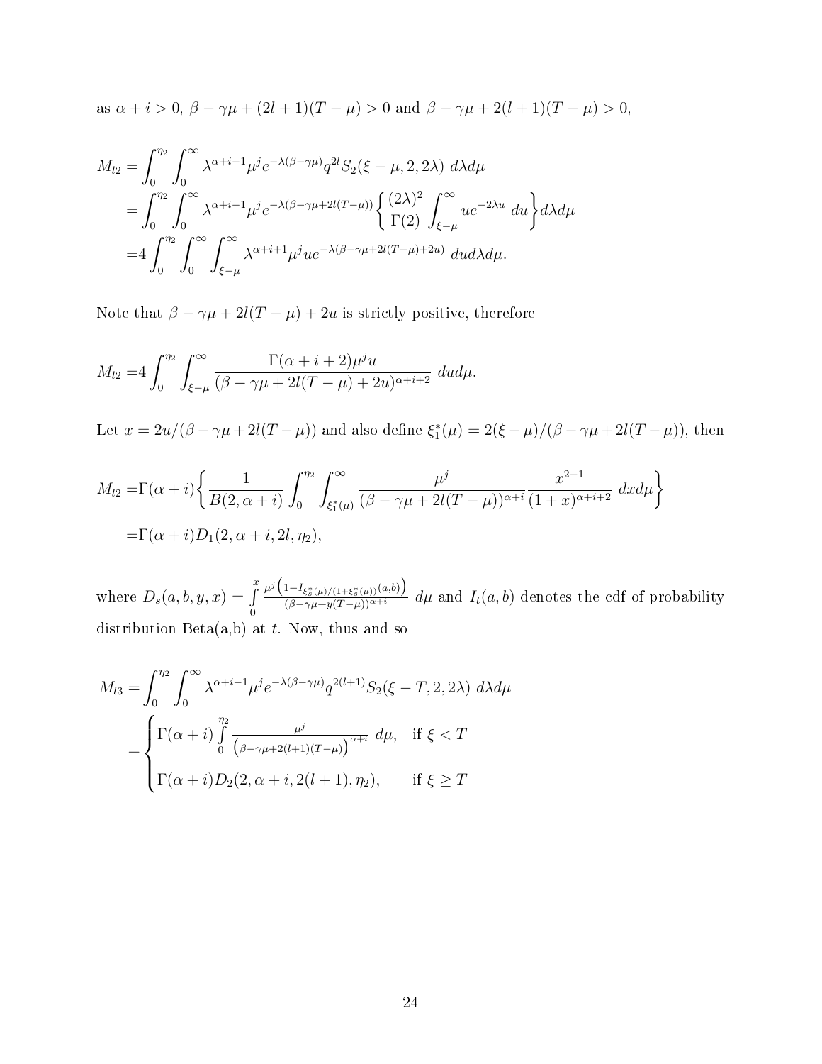as $\alpha + i > 0$, $\beta - \gamma\mu + (2l+1)(T-\mu) > 0$ and $\beta - \gamma\mu + 2(l+1)(T-\mu) > 0$,

$$
\begin{aligned}
M_{l2} =& \int_0^{\eta_2}\int_0^\infty \lambda^{\alpha+i-1}\mu^j e^{-\lambda(\beta-\gamma\mu)} q^{2l} S_2(\xi-\mu, 2, 2\lambda)\ d\lambda d\mu \\
=& \int_0^{\eta_2}\int_0^\infty \lambda^{\alpha+i-1}\mu^j e^{-\lambda(\beta-\gamma\mu+2l(T-\mu))} \left\{ \frac{(2\lambda)^2}{\Gamma(2)} \int_{\xi-\mu}^\infty u e^{-2\lambda u}\ du \right\} d\lambda d\mu \\
=& 4\int_0^{\eta_2}\int_0^\infty \int_{\xi-\mu}^\infty \lambda^{\alpha+i+1}\mu^j u e^{-\lambda(\beta-\gamma\mu+2l(T-\mu)+2u)}\ du d\lambda d\mu.
\end{aligned}
$$

Note that $\beta - \gamma\mu + 2l(T-\mu) + 2u$ is strictly positive, therefore

$$
M_{l2} = 4\int_0^{\eta_2}\int_{\xi-\mu}^\infty \frac{\Gamma(\alpha+i+2)\mu^j u}{(\beta-\gamma\mu+2l(T-\mu)+2u)^{\alpha+i+2}}\ du d\mu.
$$

Let $x = 2u/(\beta - \gamma\mu + 2l(T-\mu))$ and also define $\xi_1^*(\mu) = 2(\xi-\mu)/(\beta-\gamma\mu+2l(T-\mu))$, then

$$
\begin{aligned}
M_{l2} =& \Gamma(\alpha+i) \left\{ \frac{1}{B(2,\alpha+i)} \int_0^{\eta_2}\int_{\xi_1^*(\mu)}^\infty \frac{\mu^j}{(\beta-\gamma\mu+2l(T-\mu))^{\alpha+i}} \frac{x^{2-1}}{(1+x)^{\alpha+i+2}}\ dx d\mu \right\} \\
=& \Gamma(\alpha+i) D_1(2, \alpha+i, 2l, \eta_2),
\end{aligned}
$$

where $D_s(a,b,y,x) = \int_0^x \frac{\mu^j\left(1 - I_{\xi_s^*(\mu)/(1+\xi_s^*(\mu))}(a,b)\right)}{(\beta-\gamma\mu+y(T-\mu))^{\alpha+i}}\ d\mu$ and $I_t(a,b)$ denotes the cdf of probability distribution Beta(a,b) at $t$. Now, thus and so

$$
\begin{aligned}
M_{l3} =& \int_0^{\eta_2}\int_0^\infty \lambda^{\alpha+i-1}\mu^j e^{-\lambda(\beta-\gamma\mu)} q^{2(l+1)} S_2(\xi-T, 2, 2\lambda)\ d\lambda d\mu \\
=& \begin{cases} \Gamma(\alpha+i) \int_0^{\eta_2} \frac{\mu^j}{\left(\beta-\gamma\mu+2(l+1)(T-\mu)\right)^{\alpha+i}}\ d\mu, & \text{if } \xi < T \\ \Gamma(\alpha+i) D_2(2, \alpha+i, 2(l+1), \eta_2), & \text{if } \xi \geq T \end{cases}
\end{aligned}
$$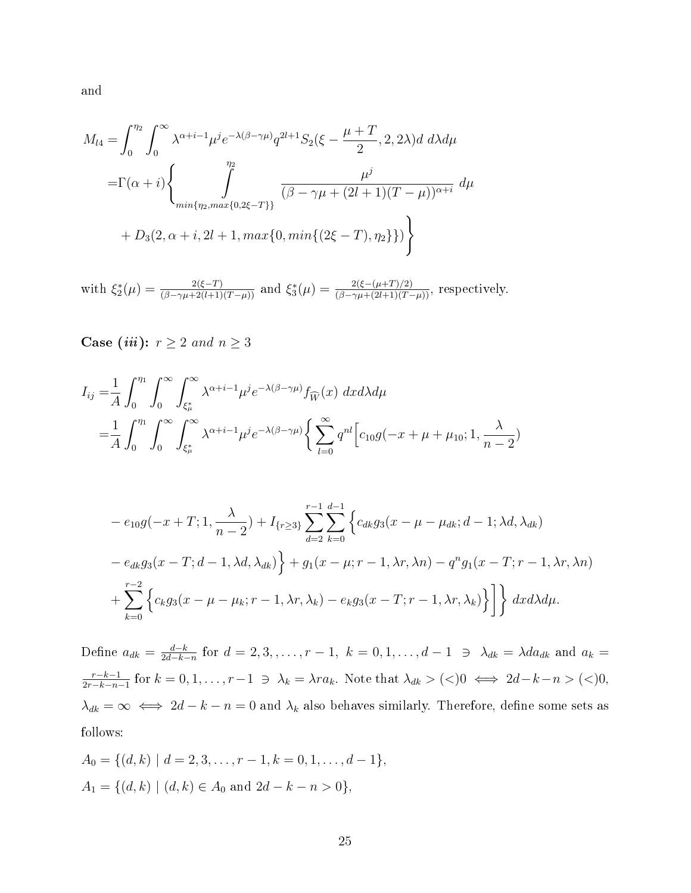and

$$
\begin{aligned}
M_{l4} =& \int_0^{\eta_2}\int_0^{\infty} \lambda^{\alpha+i-1}\mu^j e^{-\lambda(\beta-\gamma\mu)} q^{2l+1} S_2(\xi - \frac{\mu+T}{2}, 2, 2\lambda) d\ d\lambda d\mu \\
=& \Gamma(\alpha+i)\Bigg\{ \int\limits_{min\{\eta_2, max\{0, 2\xi - T\}\}}^{\eta_2} \frac{\mu^j}{(\beta - \gamma\mu + (2l+1)(T-\mu))^{\alpha+i}}\ d\mu \\
&+ D_3(2, \alpha+i, 2l+1, max\{0, min\{(2\xi - T), \eta_2\}\})\Bigg\}
\end{aligned}
$$

with $\xi_2^*(\mu) = \frac{2(\xi - T)}{(\beta - \gamma\mu + 2(l+1)(T-\mu))}$ and $\xi_3^*(\mu) = \frac{2(\xi - (\mu+T)/2)}{(\beta - \gamma\mu + (2l+1)(T-\mu))}$, respectively.

**Case (*iii*):** *$r \geq 2$ and $n \geq 3$*

$$
\begin{aligned}
I_{ij} =& \frac{1}{A}\int_0^{\eta_1}\int_0^{\infty}\int_{\xi_\mu^*}^{\infty} \lambda^{\alpha+i-1}\mu^j e^{-\lambda(\beta-\gamma\mu)} f_{\widehat{W}}(x)\ dx d\lambda d\mu \\
=& \frac{1}{A}\int_0^{\eta_1}\int_0^{\infty}\int_{\xi_\mu^*}^{\infty} \lambda^{\alpha+i-1}\mu^j e^{-\lambda(\beta-\gamma\mu)} \Bigg\{ \sum_{l=0}^{\infty} q^{nl}\Big[ c_{10} g(-x+\mu+\mu_{10}; 1, \frac{\lambda}{n-2})
\end{aligned}
$$

$$
\begin{aligned}
&- e_{10} g(-x+T; 1, \frac{\lambda}{n-2}) + I_{\{r\geq 3\}} \sum_{d=2}^{r-1}\sum_{k=0}^{d-1} \Big\{ c_{dk} g_3(x - \mu - \mu_{dk}; d-1; \lambda d, \lambda_{dk}) \\
&- e_{dk} g_3(x - T; d-1, \lambda d, \lambda_{dk})\Big\} + g_1(x-\mu; r-1, \lambda r, \lambda n) - q^n g_1(x - T; r-1, \lambda r, \lambda n) \\
&+ \sum_{k=0}^{r-2}\Big\{ c_k g_3(x - \mu - \mu_k; r-1, \lambda r, \lambda_k) - e_k g_3(x - T; r-1, \lambda r, \lambda_k)\Big\}\Big]\Bigg\}\ dx d\lambda d\mu.
\end{aligned}
$$

Define $a_{dk} = \frac{d-k}{2d-k-n}$ for $d = 2, 3, \ldots, r-1,\ k = 0, 1, \ldots, d-1\ \ni\ \lambda_{dk} = \lambda d a_{dk}$ and $a_k = \frac{r-k-1}{2r-k-n-1}$ for $k = 0, 1, \ldots, r-1 \ni \lambda_k = \lambda r a_k$. Note that $\lambda_{dk} > (<) 0 \iff 2d - k - n > (<) 0$, $\lambda_{dk} = \infty \iff 2d - k - n = 0$ and $\lambda_k$ also behaves similarly. Therefore, define some sets as follows:

$A_0 = \{(d, k) \mid d = 2, 3, \ldots, r-1, k = 0, 1, \ldots, d-1\}$,

$A_1 = \{(d, k) \mid (d, k) \in A_0 \text{ and } 2d - k - n > 0\}$,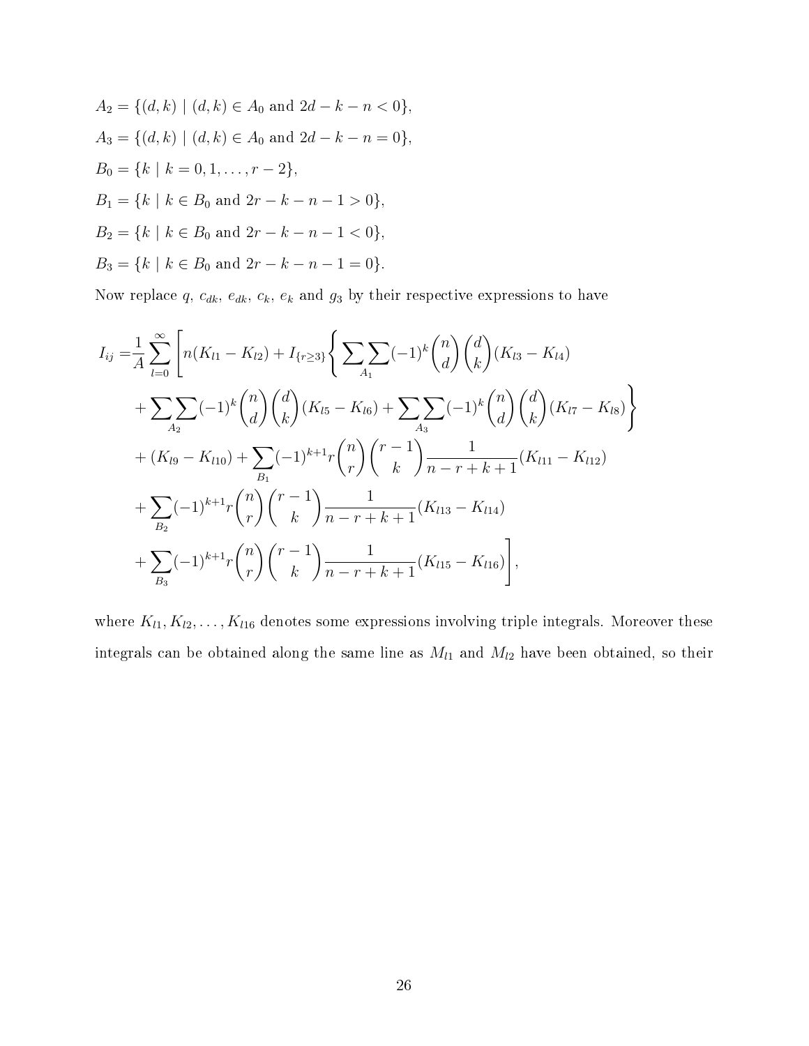$$A_2 = \{(d,k) \mid (d,k) \in A_0 \text{ and } 2d - k - n < 0\},$$

$$A_3 = \{(d,k) \mid (d,k) \in A_0 \text{ and } 2d - k - n = 0\},$$

$$B_0 = \{k \mid k = 0, 1, \ldots, r-2\},$$

$$B_1 = \{k \mid k \in B_0 \text{ and } 2r - k - n - 1 > 0\},$$

$$B_2 = \{k \mid k \in B_0 \text{ and } 2r - k - n - 1 < 0\},$$

$$B_3 = \{k \mid k \in B_0 \text{ and } 2r - k - n - 1 = 0\}.$$

Now replace $q$, $c_{dk}$, $e_{dk}$, $c_k$, $e_k$ and $g_3$ by their respective expressions to have

$$
\begin{aligned}
I_{ij} =& \frac{1}{A} \sum_{l=0}^{\infty} \Bigg[ n(K_{l1} - K_{l2}) + I_{\{r \geq 3\}} \Bigg\{ \sum\sum_{A_1} (-1)^k \binom{n}{d} \binom{d}{k} (K_{l3} - K_{l4}) \\
&+ \sum\sum_{A_2} (-1)^k \binom{n}{d} \binom{d}{k} (K_{l5} - K_{l6}) + \sum\sum_{A_3} (-1)^k \binom{n}{d} \binom{d}{k} (K_{l7} - K_{l8}) \Bigg\} \\
&+ (K_{l9} - K_{l10}) + \sum_{B_1} (-1)^{k+1} r \binom{n}{r} \binom{r-1}{k} \frac{1}{n-r+k+1} (K_{l11} - K_{l12}) \\
&+ \sum_{B_2} (-1)^{k+1} r \binom{n}{r} \binom{r-1}{k} \frac{1}{n-r+k+1} (K_{l13} - K_{l14}) \\
&+ \sum_{B_3} (-1)^{k+1} r \binom{n}{r} \binom{r-1}{k} \frac{1}{n-r+k+1} (K_{l15} - K_{l16}) \Bigg],
\end{aligned}
$$

where $K_{l1}, K_{l2}, \ldots, K_{l16}$ denotes some expressions involving triple integrals. Moreover these integrals can be obtained along the same line as $M_{l1}$ and $M_{l2}$ have been obtained, so their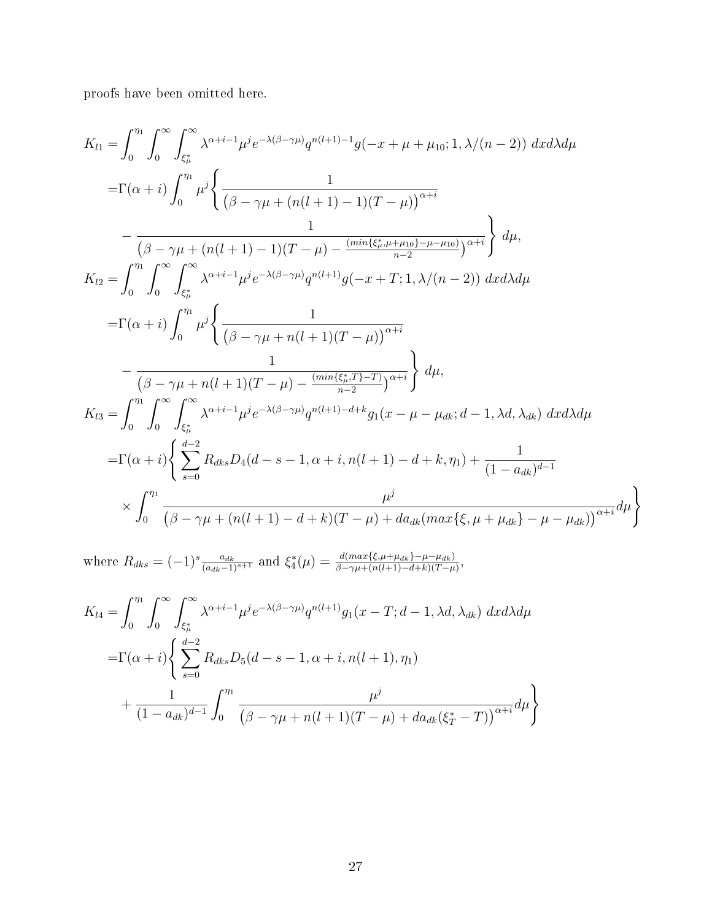proofs have been omitted here.

$$
\begin{aligned}
K_{l1} =& \int_0^{\eta_1}\int_0^{\infty}\int_{\xi_\mu^*}^{\infty} \lambda^{\alpha+i-1}\mu^j e^{-\lambda(\beta-\gamma\mu)} q^{n(l+1)-1} g(-x+\mu+\mu_{10};1,\lambda/(n-2))\ dx d\lambda d\mu \\
=& \Gamma(\alpha+i)\int_0^{\eta_1}\mu^j\Bigg\{\frac{1}{\big(\beta-\gamma\mu+(n(l+1)-1)(T-\mu)\big)^{\alpha+i}} \\
&- \frac{1}{\big(\beta-\gamma\mu+(n(l+1)-1)(T-\mu)-\frac{(min\{\xi_\mu^*,\mu+\mu_{10}\}-\mu-\mu_{10})}{n-2}\big)^{\alpha+i}}\Bigg\}\ d\mu, \\
K_{l2} =& \int_0^{\eta_1}\int_0^{\infty}\int_{\xi_\mu^*}^{\infty} \lambda^{\alpha+i-1}\mu^j e^{-\lambda(\beta-\gamma\mu)} q^{n(l+1)} g(-x+T;1,\lambda/(n-2))\ dx d\lambda d\mu \\
=& \Gamma(\alpha+i)\int_0^{\eta_1}\mu^j\Bigg\{\frac{1}{\big(\beta-\gamma\mu+n(l+1)(T-\mu)\big)^{\alpha+i}} \\
&- \frac{1}{\big(\beta-\gamma\mu+n(l+1)(T-\mu)-\frac{(min\{\xi_\mu^*,T\}-T)}{n-2}\big)^{\alpha+i}}\Bigg\}\ d\mu, \\
K_{l3} =& \int_0^{\eta_1}\int_0^{\infty}\int_{\xi_\mu^*}^{\infty} \lambda^{\alpha+i-1}\mu^j e^{-\lambda(\beta-\gamma\mu)} q^{n(l+1)-d+k} g_1(x-\mu-\mu_{dk};d-1,\lambda d,\lambda_{dk})\ dx d\lambda d\mu \\
=& \Gamma(\alpha+i)\Bigg\{\sum_{s=0}^{d-2} R_{dks} D_4(d-s-1,\alpha+i,n(l+1)-d+k,\eta_1) + \frac{1}{(1-a_{dk})^{d-1}} \\
&\times \int_0^{\eta_1}\frac{\mu^j}{\big(\beta-\gamma\mu+(n(l+1)-d+k)(T-\mu)+da_{dk}(max\{\xi,\mu+\mu_{dk}\}-\mu-\mu_{dk})\big)^{\alpha+i}}d\mu\Bigg\}
\end{aligned}
$$

where $R_{dks} = (-1)^s\frac{a_{dk}}{(a_{dk}-1)^{s+1}}$ and $\xi_4^*(\mu) = \frac{d(max\{\xi,\mu+\mu_{dk}\}-\mu-\mu_{dk})}{\beta-\gamma\mu+(n(l+1)-d+k)(T-\mu)}$,

$$
\begin{aligned}
K_{l4} =& \int_0^{\eta_1}\int_0^{\infty}\int_{\xi_\mu^*}^{\infty} \lambda^{\alpha+i-1}\mu^j e^{-\lambda(\beta-\gamma\mu)} q^{n(l+1)} g_1(x-T;d-1,\lambda d,\lambda_{dk})\ dx d\lambda d\mu \\
=& \Gamma(\alpha+i)\Bigg\{\sum_{s=0}^{d-2} R_{dks} D_5(d-s-1,\alpha+i,n(l+1),\eta_1) \\
&+ \frac{1}{(1-a_{dk})^{d-1}}\int_0^{\eta_1}\frac{\mu^j}{\big(\beta-\gamma\mu+n(l+1)(T-\mu)+da_{dk}(\xi_T^*-T)\big)^{\alpha+i}}d\mu\Bigg\}
\end{aligned}
$$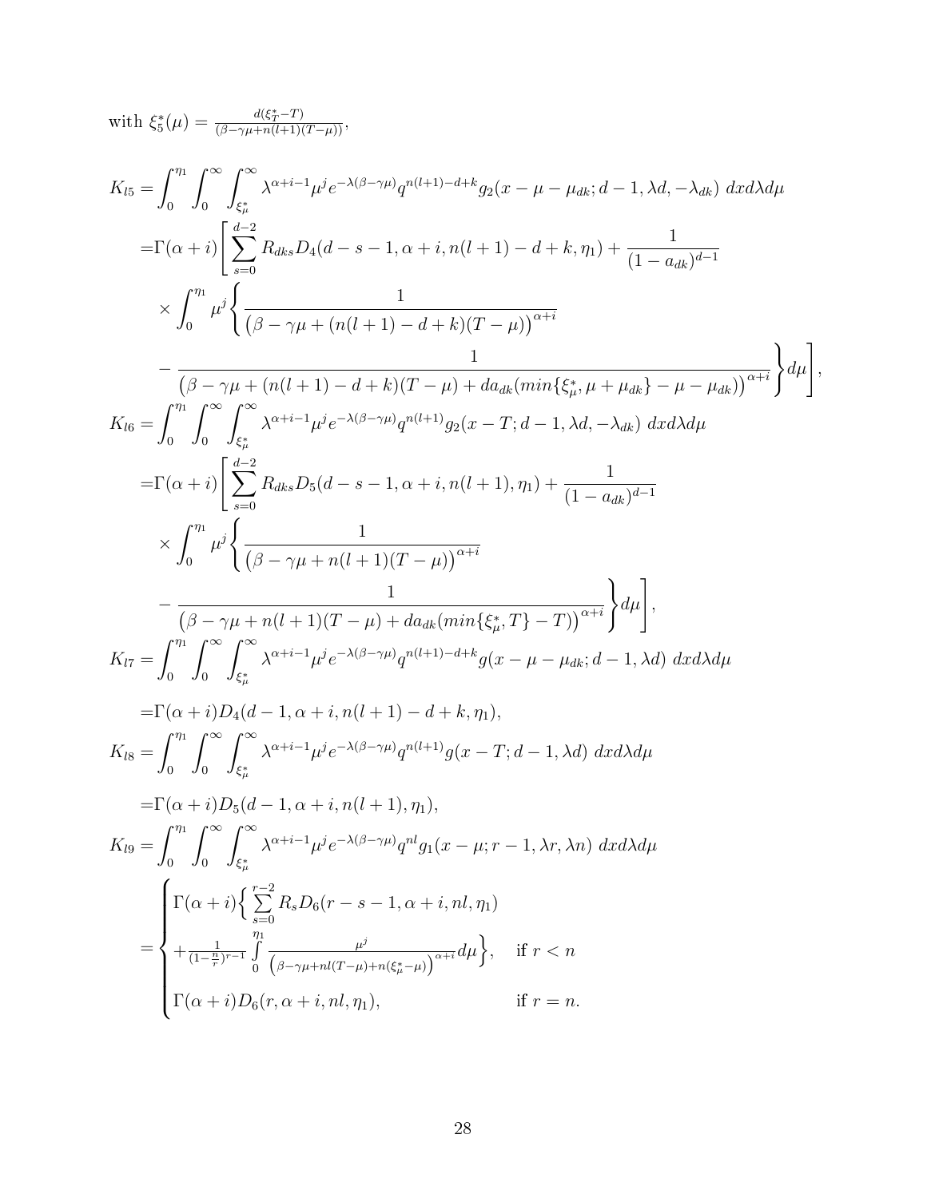with $\xi_5^*(\mu) = \frac{d(\xi_T^* - T)}{(\beta - \gamma\mu + n(l+1)(T-\mu))}$,

$$
\begin{aligned}
K_{l5} =& \int_0^{\eta_1} \int_0^{\infty} \int_{\xi_\mu^*}^{\infty} \lambda^{\alpha+i-1} \mu^j e^{-\lambda(\beta-\gamma\mu)} q^{n(l+1)-d+k} g_2(x-\mu-\mu_{dk}; d-1, \lambda d, -\lambda_{dk})\ dx d\lambda d\mu \\
=& \Gamma(\alpha+i) \Bigg[ \sum_{s=0}^{d-2} R_{dks} D_4(d-s-1, \alpha+i, n(l+1)-d+k, \eta_1) + \frac{1}{(1-a_{dk})^{d-1}} \\
& \times \int_0^{\eta_1} \mu^j \Bigg\{ \frac{1}{\big(\beta-\gamma\mu+(n(l+1)-d+k)(T-\mu)\big)^{\alpha+i}} \\
& - \frac{1}{\big(\beta-\gamma\mu+(n(l+1)-d+k)(T-\mu)+da_{dk}(min\{\xi_\mu^*, \mu+\mu_{dk}\}-\mu-\mu_{dk})\big)^{\alpha+i}} \Bigg\} d\mu \Bigg], \\
K_{l6} =& \int_0^{\eta_1} \int_0^{\infty} \int_{\xi_\mu^*}^{\infty} \lambda^{\alpha+i-1} \mu^j e^{-\lambda(\beta-\gamma\mu)} q^{n(l+1)} g_2(x-T; d-1, \lambda d, -\lambda_{dk})\ dx d\lambda d\mu \\
=& \Gamma(\alpha+i) \Bigg[ \sum_{s=0}^{d-2} R_{dks} D_5(d-s-1, \alpha+i, n(l+1), \eta_1) + \frac{1}{(1-a_{dk})^{d-1}} \\
& \times \int_0^{\eta_1} \mu^j \Bigg\{ \frac{1}{\big(\beta-\gamma\mu+n(l+1)(T-\mu)\big)^{\alpha+i}} \\
& - \frac{1}{\big(\beta-\gamma\mu+n(l+1)(T-\mu)+da_{dk}(min\{\xi_\mu^*, T\}-T)\big)^{\alpha+i}} \Bigg\} d\mu \Bigg], \\
K_{l7} =& \int_0^{\eta_1} \int_0^{\infty} \int_{\xi_\mu^*}^{\infty} \lambda^{\alpha+i-1} \mu^j e^{-\lambda(\beta-\gamma\mu)} q^{n(l+1)-d+k} g(x-\mu-\mu_{dk}; d-1, \lambda d)\ dx d\lambda d\mu \\
=& \Gamma(\alpha+i) D_4(d-1, \alpha+i, n(l+1)-d+k, \eta_1), \\
K_{l8} =& \int_0^{\eta_1} \int_0^{\infty} \int_{\xi_\mu^*}^{\infty} \lambda^{\alpha+i-1} \mu^j e^{-\lambda(\beta-\gamma\mu)} q^{n(l+1)} g(x-T; d-1, \lambda d)\ dx d\lambda d\mu \\
=& \Gamma(\alpha+i) D_5(d-1, \alpha+i, n(l+1), \eta_1), \\
K_{l9} =& \int_0^{\eta_1} \int_0^{\infty} \int_{\xi_\mu^*}^{\infty} \lambda^{\alpha+i-1} \mu^j e^{-\lambda(\beta-\gamma\mu)} q^{nl} g_1(x-\mu; r-1, \lambda r, \lambda n)\ dx d\lambda d\mu \\
=& \begin{cases} \Gamma(\alpha+i) \Big\{ \sum\limits_{s=0}^{r-2} R_s D_6(r-s-1, \alpha+i, nl, \eta_1) \\ + \frac{1}{(1-\frac{n}{r})^{r-1}} \int\limits_0^{\eta_1} \frac{\mu^j}{\big(\beta-\gamma\mu+nl(T-\mu)+n(\xi_\mu^*-\mu)\big)^{\alpha+i}} d\mu \Big\}, & \text{if } r < n \\ \Gamma(\alpha+i) D_6(r, \alpha+i, nl, \eta_1), & \text{if } r = n. \end{cases}
\end{aligned}
$$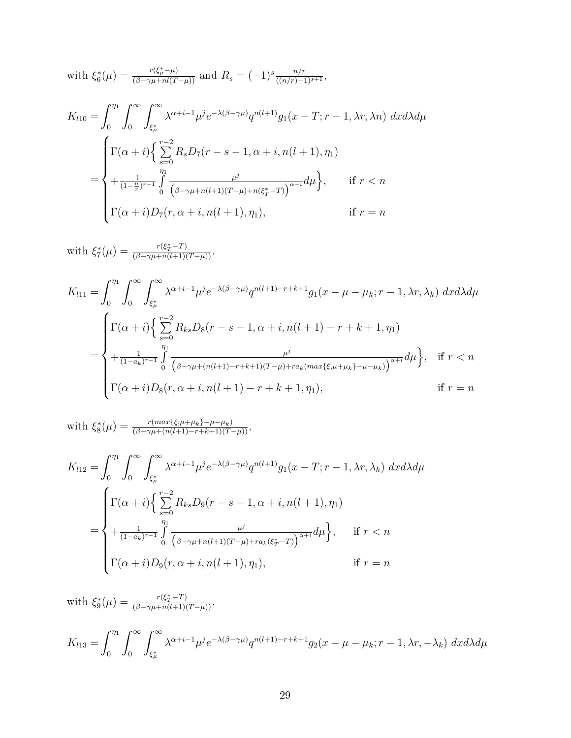with $\xi_6^*(\mu) = \frac{r(\xi_\mu^* - \mu)}{(\beta - \gamma\mu + nl(T-\mu))}$ and $R_s = (-1)^s \frac{n/r}{((n/r)-1)^{s+1}}$,

$$
\begin{aligned}
K_{l10} =& \int_0^{\eta_1} \int_0^\infty \int_{\xi_\mu^*}^\infty \lambda^{\alpha+i-1} \mu^j e^{-\lambda(\beta-\gamma\mu)} q^{n(l+1)} g_1(x - T; r-1, \lambda r, \lambda n) \; dx d\lambda d\mu \\
=& \begin{cases}
\Gamma(\alpha+i)\Big\{ \sum\limits_{s=0}^{r-2} R_s D_7(r-s-1, \alpha+i, n(l+1), \eta_1) \\
+ \frac{1}{(1-\frac{n}{r})^{r-1}} \int\limits_0^{\eta_1} \frac{\mu^j}{\left(\beta - \gamma\mu + n(l+1)(T-\mu) + n(\xi_T^* - T)\right)^{\alpha+i}} d\mu \Big\}, & \text{if } r < n \\
\Gamma(\alpha+i) D_7(r, \alpha+i, n(l+1), \eta_1), & \text{if } r = n
\end{cases}
\end{aligned}
$$

with $\xi_7^*(\mu) = \frac{r(\xi_T^* - T)}{(\beta - \gamma\mu + n(l+1)(T-\mu))}$,

$$
\begin{aligned}
K_{l11} =& \int_0^{\eta_1} \int_0^\infty \int_{\xi_\mu^*}^\infty \lambda^{\alpha+i-1} \mu^j e^{-\lambda(\beta-\gamma\mu)} q^{n(l+1)-r+k+1} g_1(x - \mu - \mu_k; r-1, \lambda r, \lambda_k) \; dx d\lambda d\mu \\
=& \begin{cases}
\Gamma(\alpha+i)\Big\{ \sum\limits_{s=0}^{r-2} R_{ks} D_8(r-s-1, \alpha+i, n(l+1)-r+k+1, \eta_1) \\
+ \frac{1}{(1-a_k)^{r-1}} \int\limits_0^{\eta_1} \frac{\mu^j}{\left(\beta - \gamma\mu + (n(l+1)-r+k+1)(T-\mu) + r a_k(max\{\xi, \mu+\mu_k\} - \mu - \mu_k)\right)^{\alpha+i}} d\mu \Big\}, & \text{if } r < n \\
\Gamma(\alpha+i) D_8(r, \alpha+i, n(l+1)-r+k+1, \eta_1), & \text{if } r = n
\end{cases}
\end{aligned}
$$

with $\xi_8^*(\mu) = \frac{r(max\{\xi, \mu+\mu_k\} - \mu - \mu_k)}{(\beta - \gamma\mu + (n(l+1)-r+k+1)(T-\mu))}$,

$$
\begin{aligned}
K_{l12} =& \int_0^{\eta_1} \int_0^\infty \int_{\xi_\mu^*}^\infty \lambda^{\alpha+i-1} \mu^j e^{-\lambda(\beta-\gamma\mu)} q^{n(l+1)} g_1(x - T; r-1, \lambda r, \lambda_k) \; dx d\lambda d\mu \\
=& \begin{cases}
\Gamma(\alpha+i)\Big\{ \sum\limits_{s=0}^{r-2} R_{ks} D_9(r-s-1, \alpha+i, n(l+1), \eta_1) \\
+ \frac{1}{(1-a_k)^{r-1}} \int\limits_0^{\eta_1} \frac{\mu^j}{\left(\beta - \gamma\mu + n(l+1)(T-\mu) + r a_k(\xi_T^* - T)\right)^{\alpha+i}} d\mu \Big\}, & \text{if } r < n \\
\Gamma(\alpha+i) D_9(r, \alpha+i, n(l+1), \eta_1), & \text{if } r = n
\end{cases}
\end{aligned}
$$

with $\xi_9^*(\mu) = \frac{r(\xi_T^* - T)}{(\beta - \gamma\mu + n(l+1)(T-\mu))}$,

$$
K_{l13} = \int_0^{\eta_1} \int_0^\infty \int_{\xi_\mu^*}^\infty \lambda^{\alpha+i-1} \mu^j e^{-\lambda(\beta-\gamma\mu)} q^{n(l+1)-r+k+1} g_2(x - \mu - \mu_k; r-1, \lambda r, -\lambda_k) \; dx d\lambda d\mu
$$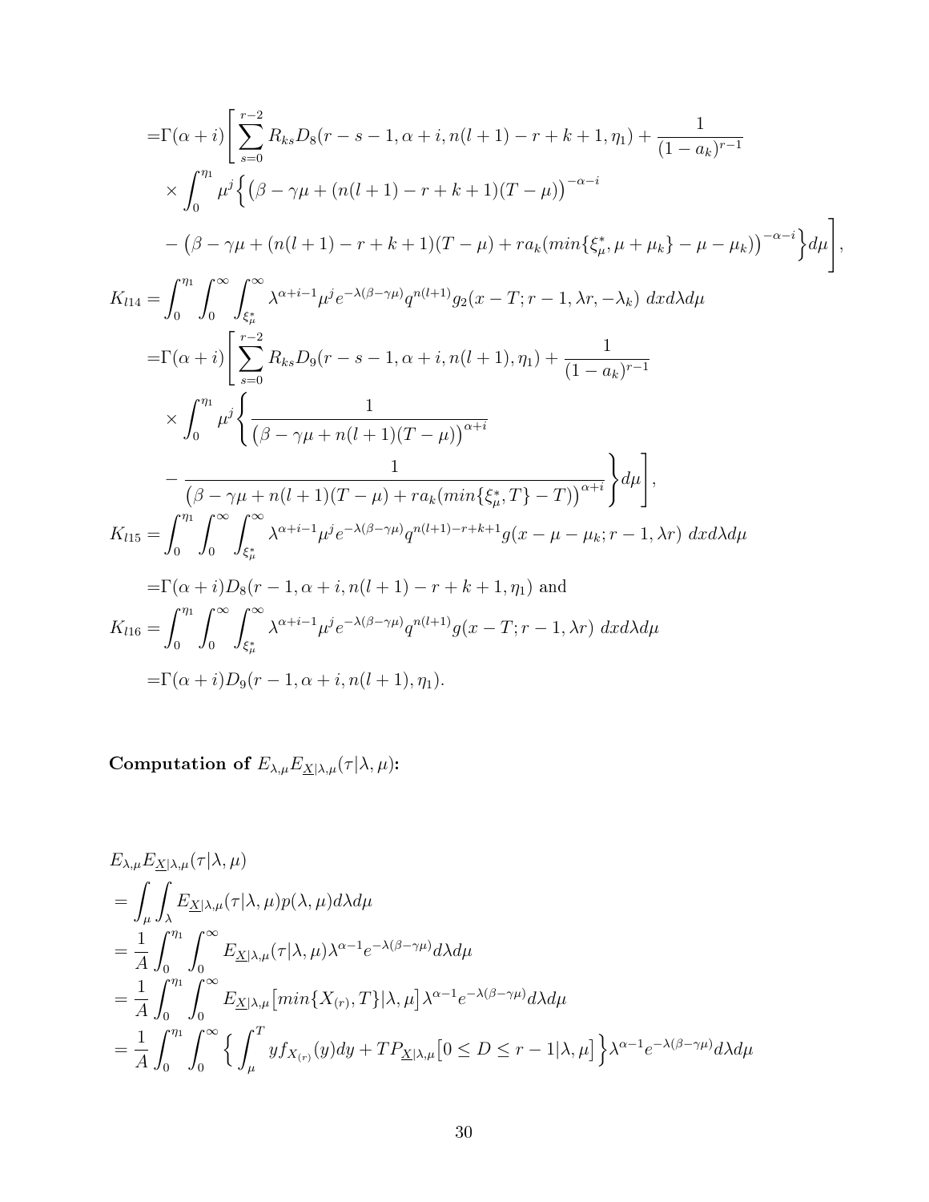$$
\begin{aligned}
=&\Gamma(\alpha+i)\Bigg[\sum_{s=0}^{r-2} R_{ks} D_8(r-s-1,\alpha+i,n(l+1)-r+k+1,\eta_1)+\frac{1}{(1-a_k)^{r-1}}\\
&\times\int_0^{\eta_1}\mu^j\Big\{\big(\beta-\gamma\mu+(n(l+1)-r+k+1)(T-\mu)\big)^{-\alpha-i}\\
&-\big(\beta-\gamma\mu+(n(l+1)-r+k+1)(T-\mu)+ra_k(min\{\xi_\mu^*,\mu+\mu_k\}-\mu-\mu_k)\big)^{-\alpha-i}\Big\}d\mu\Bigg],
\end{aligned}
$$

$$
\begin{aligned}
K_{l14}=&\int_0^{\eta_1}\int_0^\infty\int_{\xi_\mu^*}^\infty \lambda^{\alpha+i-1}\mu^j e^{-\lambda(\beta-\gamma\mu)}q^{n(l+1)}g_2(x-T;r-1,\lambda r,-\lambda_k)\ dxd\lambda d\mu\\
=&\Gamma(\alpha+i)\Bigg[\sum_{s=0}^{r-2} R_{ks} D_9(r-s-1,\alpha+i,n(l+1),\eta_1)+\frac{1}{(1-a_k)^{r-1}}\\
&\times\int_0^{\eta_1}\mu^j\Bigg\{\frac{1}{\big(\beta-\gamma\mu+n(l+1)(T-\mu)\big)^{\alpha+i}}\\
&-\frac{1}{\big(\beta-\gamma\mu+n(l+1)(T-\mu)+ra_k(min\{\xi_\mu^*,T\}-T)\big)^{\alpha+i}}\Bigg\}d\mu\Bigg],
\end{aligned}
$$

$$
\begin{aligned}
K_{l15}=&\int_0^{\eta_1}\int_0^\infty\int_{\xi_\mu^*}^\infty \lambda^{\alpha+i-1}\mu^j e^{-\lambda(\beta-\gamma\mu)}q^{n(l+1)-r+k+1}g(x-\mu-\mu_k;r-1,\lambda r)\ dxd\lambda d\mu\\
=&\Gamma(\alpha+i)D_8(r-1,\alpha+i,n(l+1)-r+k+1,\eta_1)\text{ and}\\
K_{l16}=&\int_0^{\eta_1}\int_0^\infty\int_{\xi_\mu^*}^\infty \lambda^{\alpha+i-1}\mu^j e^{-\lambda(\beta-\gamma\mu)}q^{n(l+1)}g(x-T;r-1,\lambda r)\ dxd\lambda d\mu\\
=&\Gamma(\alpha+i)D_9(r-1,\alpha+i,n(l+1),\eta_1).
\end{aligned}
$$

**Computation of $E_{\lambda,\mu}E_{\underline{X}|\lambda,\mu}(\tau|\lambda,\mu)$:**

$$
\begin{aligned}
&E_{\lambda,\mu}E_{\underline{X}|\lambda,\mu}(\tau|\lambda,\mu)\\
&=\int_\mu\int_\lambda E_{\underline{X}|\lambda,\mu}(\tau|\lambda,\mu)p(\lambda,\mu)d\lambda d\mu\\
&=\frac{1}{A}\int_0^{\eta_1}\int_0^\infty E_{\underline{X}|\lambda,\mu}(\tau|\lambda,\mu)\lambda^{\alpha-1}e^{-\lambda(\beta-\gamma\mu)}d\lambda d\mu\\
&=\frac{1}{A}\int_0^{\eta_1}\int_0^\infty E_{\underline{X}|\lambda,\mu}\big[min\{X_{(r)},T\}|\lambda,\mu\big]\lambda^{\alpha-1}e^{-\lambda(\beta-\gamma\mu)}d\lambda d\mu\\
&=\frac{1}{A}\int_0^{\eta_1}\int_0^\infty\Big\{\int_\mu^T yf_{X_{(r)}}(y)dy+TP_{\underline{X}|\lambda,\mu}\big[0\le D\le r-1|\lambda,\mu\big]\Big\}\lambda^{\alpha-1}e^{-\lambda(\beta-\gamma\mu)}d\lambda d\mu
\end{aligned}
$$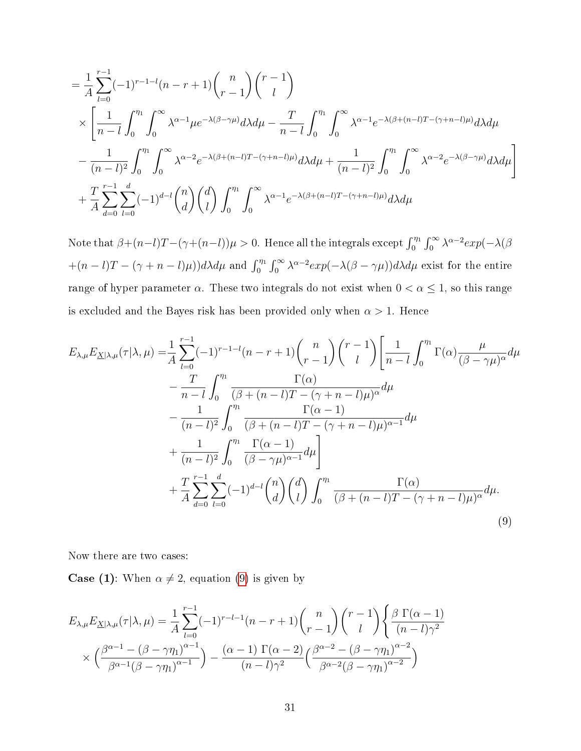$$
\begin{aligned}
&= \frac{1}{A}\sum_{l=0}^{r-1}(-1)^{r-1-l}(n-r+1)\binom{n}{r-1}\binom{r-1}{l} \\
&\times \Bigg[\frac{1}{n-l}\int_0^{\eta_1}\int_0^{\infty}\lambda^{\alpha-1}\mu e^{-\lambda(\beta-\gamma\mu)}d\lambda d\mu - \frac{T}{n-l}\int_0^{\eta_1}\int_0^{\infty}\lambda^{\alpha-1}e^{-\lambda(\beta+(n-l)T-(\gamma+n-l)\mu)}d\lambda d\mu \\
&- \frac{1}{(n-l)^2}\int_0^{\eta_1}\int_0^{\infty}\lambda^{\alpha-2}e^{-\lambda(\beta+(n-l)T-(\gamma+n-l)\mu)}d\lambda d\mu + \frac{1}{(n-l)^2}\int_0^{\eta_1}\int_0^{\infty}\lambda^{\alpha-2}e^{-\lambda(\beta-\gamma\mu)}d\lambda d\mu\Bigg] \\
&+ \frac{T}{A}\sum_{d=0}^{r-1}\sum_{l=0}^{d}(-1)^{d-l}\binom{n}{d}\binom{d}{l}\int_0^{\eta_1}\int_0^{\infty}\lambda^{\alpha-1}e^{-\lambda(\beta+(n-l)T-(\gamma+n-l)\mu)}d\lambda d\mu
\end{aligned}
$$

Note that $\beta+(n-l)T-(\gamma+(n-l))\mu > 0$. Hence all the integrals except $\int_0^{\eta_1}\int_0^{\infty}\lambda^{\alpha-2}exp(-\lambda(\beta+(n-l)T-(\gamma+n-l)\mu))d\lambda d\mu$ and $\int_0^{\eta_1}\int_0^{\infty}\lambda^{\alpha-2}exp(-\lambda(\beta-\gamma\mu))d\lambda d\mu$ exist for the entire range of hyper parameter $\alpha$. These two integrals do not exist when $0<\alpha\leq 1$, so this range is excluded and the Bayes risk has been provided only when $\alpha>1$. Hence

$$
\begin{aligned}
E_{\lambda,\mu}E_{\underline{X}|\lambda,\mu}(\tau|\lambda,\mu) =& \frac{1}{A}\sum_{l=0}^{r-1}(-1)^{r-1-l}(n-r+1)\binom{n}{r-1}\binom{r-1}{l}\Bigg[\frac{1}{n-l}\int_0^{\eta_1}\Gamma(\alpha)\frac{\mu}{(\beta-\gamma\mu)^{\alpha}}d\mu \\
&- \frac{T}{n-l}\int_0^{\eta_1}\frac{\Gamma(\alpha)}{(\beta+(n-l)T-(\gamma+n-l)\mu)^{\alpha}}d\mu \\
&- \frac{1}{(n-l)^2}\int_0^{\eta_1}\frac{\Gamma(\alpha-1)}{(\beta+(n-l)T-(\gamma+n-l)\mu)^{\alpha-1}}d\mu \\
&+ \frac{1}{(n-l)^2}\int_0^{\eta_1}\frac{\Gamma(\alpha-1)}{(\beta-\gamma\mu)^{\alpha-1}}d\mu\Bigg] \\
&+ \frac{T}{A}\sum_{d=0}^{r-1}\sum_{l=0}^{d}(-1)^{d-l}\binom{n}{d}\binom{d}{l}\int_0^{\eta_1}\frac{\Gamma(\alpha)}{(\beta+(n-l)T-(\gamma+n-l)\mu)^{\alpha}}d\mu.
\end{aligned}
\tag{9}
$$

Now there are two cases:

**Case (1)**: When $\alpha\neq 2$, equation (9) is given by

$$
\begin{aligned}
E_{\lambda,\mu}E_{\underline{X}|\lambda,\mu}(\tau|\lambda,\mu) =& \frac{1}{A}\sum_{l=0}^{r-1}(-1)^{r-l-1}(n-r+1)\binom{n}{r-1}\binom{r-1}{l}\Bigg\{\frac{\beta\ \Gamma(\alpha-1)}{(n-l)\gamma^2} \\
&\times\Big(\frac{\beta^{\alpha-1}-(\beta-\gamma\eta_1)^{\alpha-1}}{\beta^{\alpha-1}(\beta-\gamma\eta_1)^{\alpha-1}}\Big) - \frac{(\alpha-1)\ \Gamma(\alpha-2)}{(n-l)\gamma^2}\Big(\frac{\beta^{\alpha-2}-(\beta-\gamma\eta_1)^{\alpha-2}}{\beta^{\alpha-2}(\beta-\gamma\eta_1)^{\alpha-2}}\Big)
\end{aligned}
$$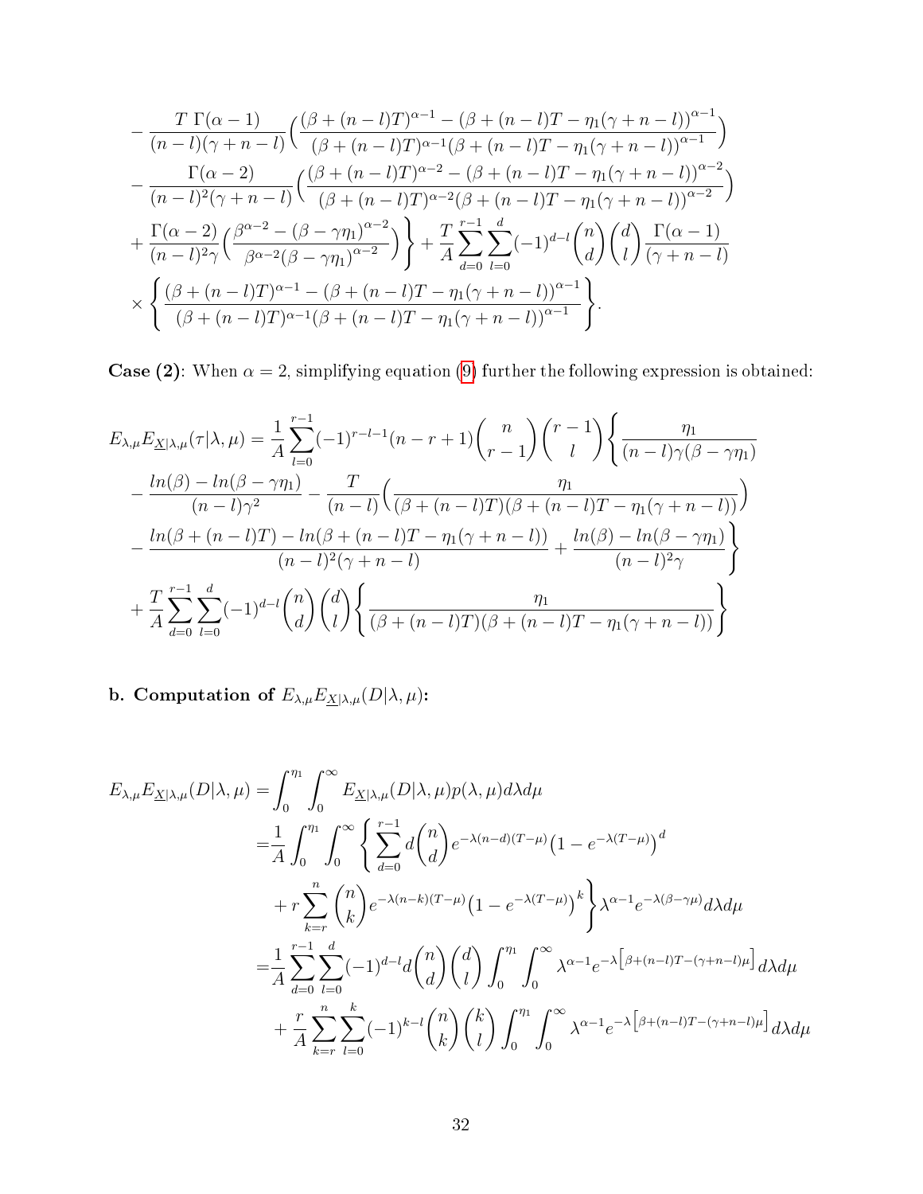$$
\begin{aligned}
&- \frac{T\ \Gamma(\alpha-1)}{(n-l)(\gamma+n-l)}\Big(\frac{(\beta+(n-l)T)^{\alpha-1}-(\beta+(n-l)T-\eta_1(\gamma+n-l))^{\alpha-1}}{(\beta+(n-l)T)^{\alpha-1}(\beta+(n-l)T-\eta_1(\gamma+n-l))^{\alpha-1}}\Big) \\
&- \frac{\Gamma(\alpha-2)}{(n-l)^2(\gamma+n-l)}\Big(\frac{(\beta+(n-l)T)^{\alpha-2}-(\beta+(n-l)T-\eta_1(\gamma+n-l))^{\alpha-2}}{(\beta+(n-l)T)^{\alpha-2}(\beta+(n-l)T-\eta_1(\gamma+n-l))^{\alpha-2}}\Big) \\
&+ \frac{\Gamma(\alpha-2)}{(n-l)^2\gamma}\Big(\frac{\beta^{\alpha-2}-(\beta-\gamma\eta_1)^{\alpha-2}}{\beta^{\alpha-2}(\beta-\gamma\eta_1)^{\alpha-2}}\Big)\Bigg\} + \frac{T}{A}\sum_{d=0}^{r-1}\sum_{l=0}^{d}(-1)^{d-l}\binom{n}{d}\binom{d}{l}\frac{\Gamma(\alpha-1)}{(\gamma+n-l)} \\
&\times\Bigg\{\frac{(\beta+(n-l)T)^{\alpha-1}-(\beta+(n-l)T-\eta_1(\gamma+n-l))^{\alpha-1}}{(\beta+(n-l)T)^{\alpha-1}(\beta+(n-l)T-\eta_1(\gamma+n-l))^{\alpha-1}}\Bigg\}.
\end{aligned}
$$

**Case (2)**: When $\alpha = 2$, simplifying equation (9) further the following expression is obtained:

$$
\begin{aligned}
E_{\lambda,\mu}E_{\underline{X}|\lambda,\mu}(\tau|\lambda,\mu) &= \frac{1}{A}\sum_{l=0}^{r-1}(-1)^{r-l-1}(n-r+1)\binom{n}{r-1}\binom{r-1}{l}\Bigg\{\frac{\eta_1}{(n-l)\gamma(\beta-\gamma\eta_1)} \\
&- \frac{ln(\beta)-ln(\beta-\gamma\eta_1)}{(n-l)\gamma^2} - \frac{T}{(n-l)}\Big(\frac{\eta_1}{(\beta+(n-l)T)(\beta+(n-l)T-\eta_1(\gamma+n-l))}\Big) \\
&- \frac{ln(\beta+(n-l)T)-ln(\beta+(n-l)T-\eta_1(\gamma+n-l))}{(n-l)^2(\gamma+n-l)} + \frac{ln(\beta)-ln(\beta-\gamma\eta_1)}{(n-l)^2\gamma}\Bigg\} \\
&+ \frac{T}{A}\sum_{d=0}^{r-1}\sum_{l=0}^{d}(-1)^{d-l}\binom{n}{d}\binom{d}{l}\Bigg\{\frac{\eta_1}{(\beta+(n-l)T)(\beta+(n-l)T-\eta_1(\gamma+n-l))}\Bigg\}
\end{aligned}
$$

**b. Computation of $E_{\lambda,\mu}E_{\underline{X}|\lambda,\mu}(D|\lambda,\mu)$:**

$$
\begin{aligned}
E_{\lambda,\mu}E_{\underline{X}|\lambda,\mu}(D|\lambda,\mu) &= \int_0^{\eta_1}\int_0^{\infty}E_{\underline{X}|\lambda,\mu}(D|\lambda,\mu)p(\lambda,\mu)d\lambda d\mu \\
&= \frac{1}{A}\int_0^{\eta_1}\int_0^{\infty}\Bigg\{\sum_{d=0}^{r-1}d\binom{n}{d}e^{-\lambda(n-d)(T-\mu)}\big(1-e^{-\lambda(T-\mu)}\big)^d \\
&\quad + r\sum_{k=r}^{n}\binom{n}{k}e^{-\lambda(n-k)(T-\mu)}\big(1-e^{-\lambda(T-\mu)}\big)^k\Bigg\}\lambda^{\alpha-1}e^{-\lambda(\beta-\gamma\mu)}d\lambda d\mu \\
&= \frac{1}{A}\sum_{d=0}^{r-1}\sum_{l=0}^{d}(-1)^{d-l}d\binom{n}{d}\binom{d}{l}\int_0^{\eta_1}\int_0^{\infty}\lambda^{\alpha-1}e^{-\lambda\big[\beta+(n-l)T-(\gamma+n-l)\mu\big]}d\lambda d\mu \\
&\quad + \frac{r}{A}\sum_{k=r}^{n}\sum_{l=0}^{k}(-1)^{k-l}\binom{n}{k}\binom{k}{l}\int_0^{\eta_1}\int_0^{\infty}\lambda^{\alpha-1}e^{-\lambda\big[\beta+(n-l)T-(\gamma+n-l)\mu\big]}d\lambda d\mu
\end{aligned}
$$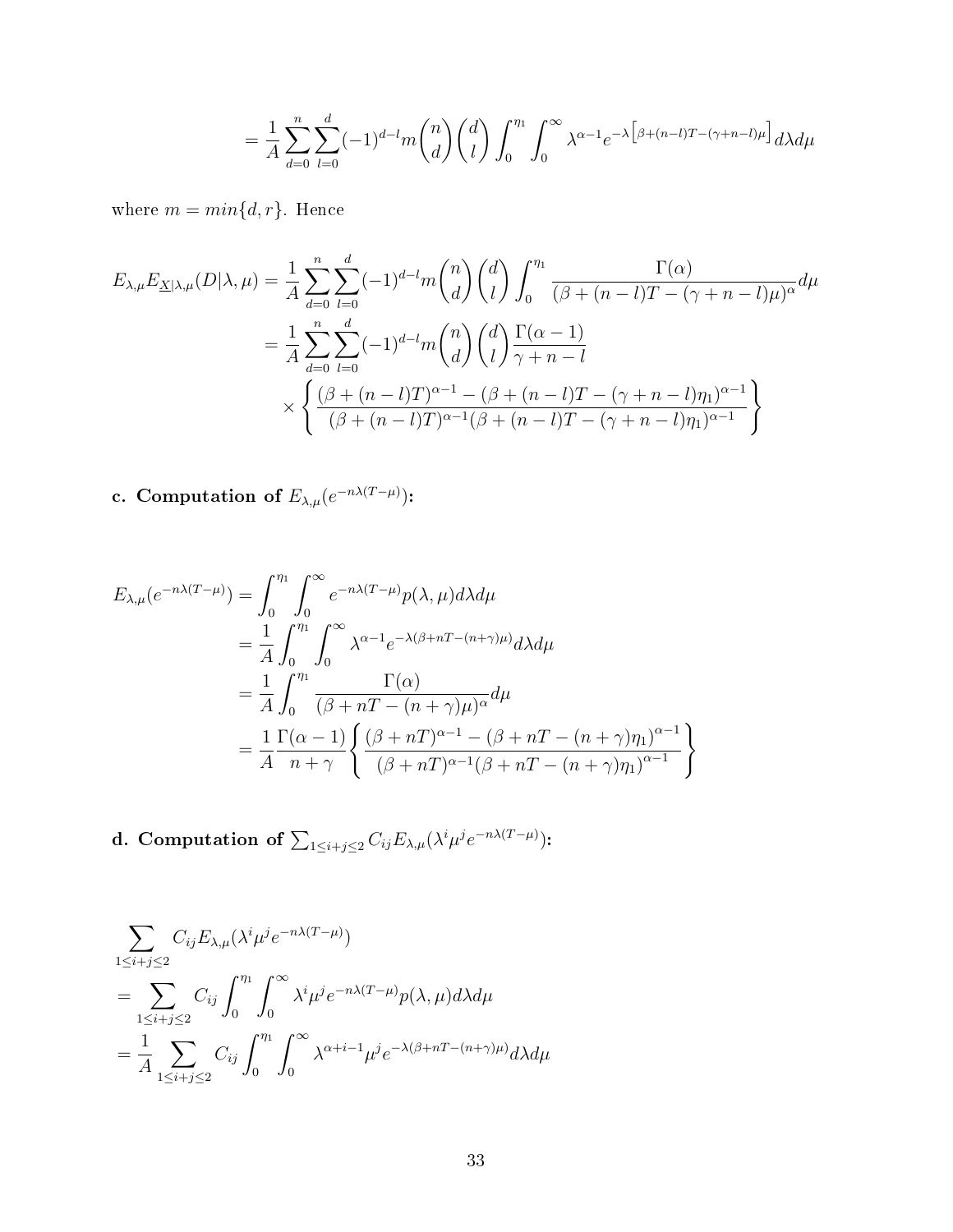$$= \frac{1}{A}\sum_{d=0}^{n}\sum_{l=0}^{d}(-1)^{d-l}m\binom{n}{d}\binom{d}{l}\int_{0}^{\eta_1}\int_{0}^{\infty}\lambda^{\alpha-1}e^{-\lambda\left[\beta+(n-l)T-(\gamma+n-l)\mu\right]}d\lambda d\mu$$

where $m = min\{d, r\}$. Hence

$$\begin{aligned}
E_{\lambda,\mu}E_{\underline{X}|\lambda,\mu}(D|\lambda,\mu) &= \frac{1}{A}\sum_{d=0}^{n}\sum_{l=0}^{d}(-1)^{d-l}m\binom{n}{d}\binom{d}{l}\int_{0}^{\eta_1}\frac{\Gamma(\alpha)}{(\beta+(n-l)T-(\gamma+n-l)\mu)^{\alpha}}d\mu \\
&= \frac{1}{A}\sum_{d=0}^{n}\sum_{l=0}^{d}(-1)^{d-l}m\binom{n}{d}\binom{d}{l}\frac{\Gamma(\alpha-1)}{\gamma+n-l} \\
&\quad\times\left\{\frac{(\beta+(n-l)T)^{\alpha-1}-(\beta+(n-l)T-(\gamma+n-l)\eta_1)^{\alpha-1}}{(\beta+(n-l)T)^{\alpha-1}(\beta+(n-l)T-(\gamma+n-l)\eta_1)^{\alpha-1}}\right\}
\end{aligned}$$

**c. Computation of $E_{\lambda,\mu}(e^{-n\lambda(T-\mu)})$:**

$$\begin{aligned}
E_{\lambda,\mu}(e^{-n\lambda(T-\mu)}) &= \int_{0}^{\eta_1}\int_{0}^{\infty}e^{-n\lambda(T-\mu)}p(\lambda,\mu)d\lambda d\mu \\
&= \frac{1}{A}\int_{0}^{\eta_1}\int_{0}^{\infty}\lambda^{\alpha-1}e^{-\lambda(\beta+nT-(n+\gamma)\mu)}d\lambda d\mu \\
&= \frac{1}{A}\int_{0}^{\eta_1}\frac{\Gamma(\alpha)}{(\beta+nT-(n+\gamma)\mu)^{\alpha}}d\mu \\
&= \frac{1}{A}\frac{\Gamma(\alpha-1)}{n+\gamma}\left\{\frac{(\beta+nT)^{\alpha-1}-(\beta+nT-(n+\gamma)\eta_1)^{\alpha-1}}{(\beta+nT)^{\alpha-1}(\beta+nT-(n+\gamma)\eta_1)^{\alpha-1}}\right\}
\end{aligned}$$

**d. Computation of $\sum_{1\leq i+j\leq 2}C_{ij}E_{\lambda,\mu}(\lambda^i\mu^j e^{-n\lambda(T-\mu)})$:**

$$\begin{aligned}
&\sum_{1\leq i+j\leq 2}C_{ij}E_{\lambda,\mu}(\lambda^i\mu^j e^{-n\lambda(T-\mu)}) \\
&= \sum_{1\leq i+j\leq 2}C_{ij}\int_{0}^{\eta_1}\int_{0}^{\infty}\lambda^i\mu^j e^{-n\lambda(T-\mu)}p(\lambda,\mu)d\lambda d\mu \\
&= \frac{1}{A}\sum_{1\leq i+j\leq 2}C_{ij}\int_{0}^{\eta_1}\int_{0}^{\infty}\lambda^{\alpha+i-1}\mu^j e^{-\lambda(\beta+nT-(n+\gamma)\mu)}d\lambda d\mu
\end{aligned}$$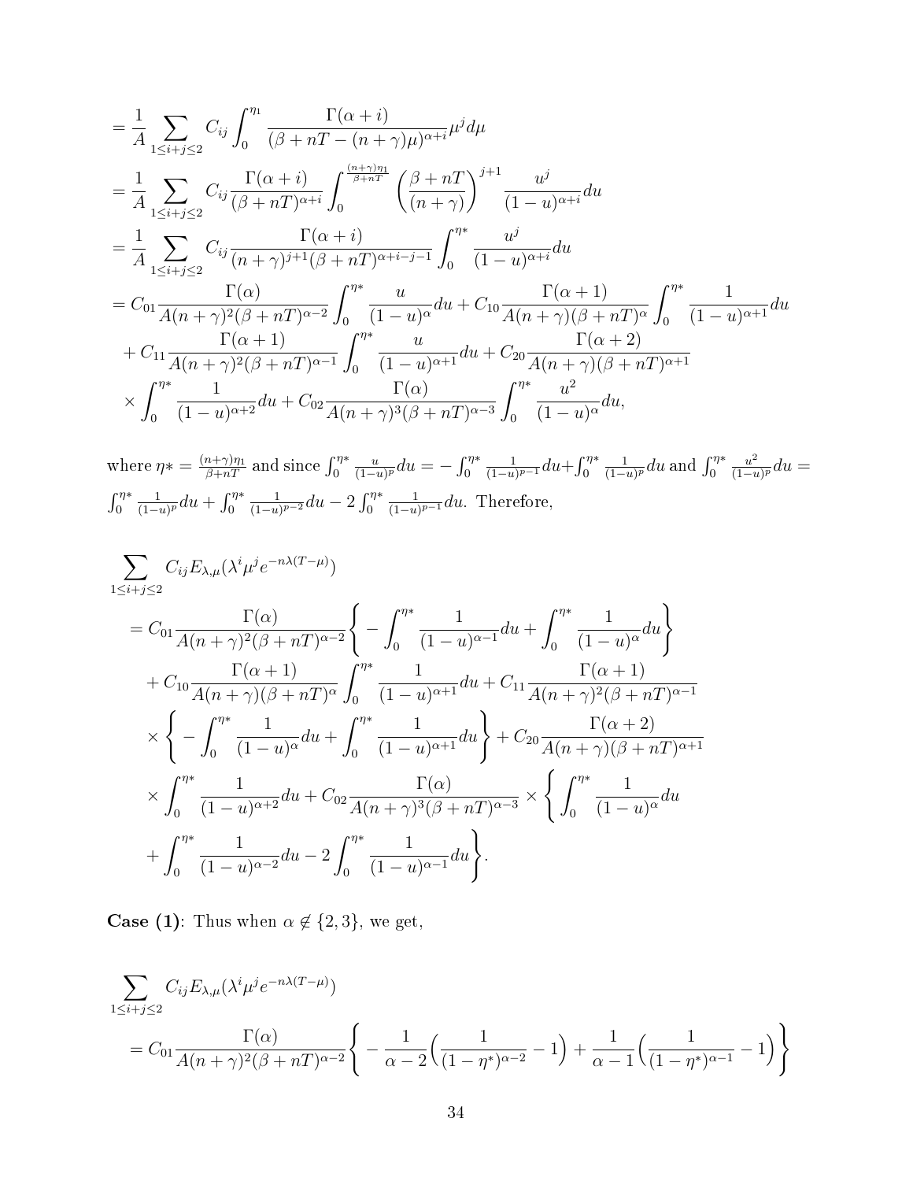$$
\begin{aligned}
&= \frac{1}{A}\sum_{1\le i+j\le 2} C_{ij}\int_0^{\eta_1} \frac{\Gamma(\alpha+i)}{(\beta+nT-(n+\gamma)\mu)^{\alpha+i}}\mu^j d\mu \\
&= \frac{1}{A}\sum_{1\le i+j\le 2} C_{ij}\frac{\Gamma(\alpha+i)}{(\beta+nT)^{\alpha+i}}\int_0^{\frac{(n+\gamma)\eta_1}{\beta+nT}} \left(\frac{\beta+nT}{(n+\gamma)}\right)^{j+1}\frac{u^j}{(1-u)^{\alpha+i}}du \\
&= \frac{1}{A}\sum_{1\le i+j\le 2} C_{ij}\frac{\Gamma(\alpha+i)}{(n+\gamma)^{j+1}(\beta+nT)^{\alpha+i-j-1}}\int_0^{\eta*}\frac{u^j}{(1-u)^{\alpha+i}}du \\
&= C_{01}\frac{\Gamma(\alpha)}{A(n+\gamma)^2(\beta+nT)^{\alpha-2}}\int_0^{\eta*}\frac{u}{(1-u)^{\alpha}}du + C_{10}\frac{\Gamma(\alpha+1)}{A(n+\gamma)(\beta+nT)^{\alpha}}\int_0^{\eta*}\frac{1}{(1-u)^{\alpha+1}}du \\
&\quad + C_{11}\frac{\Gamma(\alpha+1)}{A(n+\gamma)^2(\beta+nT)^{\alpha-1}}\int_0^{\eta*}\frac{u}{(1-u)^{\alpha+1}}du + C_{20}\frac{\Gamma(\alpha+2)}{A(n+\gamma)(\beta+nT)^{\alpha+1}} \\
&\quad \times \int_0^{\eta*}\frac{1}{(1-u)^{\alpha+2}}du + C_{02}\frac{\Gamma(\alpha)}{A(n+\gamma)^3(\beta+nT)^{\alpha-3}}\int_0^{\eta*}\frac{u^2}{(1-u)^{\alpha}}du,
\end{aligned}
$$

where $\eta* = \frac{(n+\gamma)\eta_1}{\beta+nT}$ and since $\int_0^{\eta*}\frac{u}{(1-u)^p}du = -\int_0^{\eta*}\frac{1}{(1-u)^{p-1}}du + \int_0^{\eta*}\frac{1}{(1-u)^p}du$ and $\int_0^{\eta*}\frac{u^2}{(1-u)^p}du = \int_0^{\eta*}\frac{1}{(1-u)^p}du + \int_0^{\eta*}\frac{1}{(1-u)^{p-2}}du - 2\int_0^{\eta*}\frac{1}{(1-u)^{p-1}}du$. Therefore,

$$
\begin{aligned}
&\sum_{1\le i+j\le 2} C_{ij}E_{\lambda,\mu}(\lambda^i\mu^j e^{-n\lambda(T-\mu)}) \\
&= C_{01}\frac{\Gamma(\alpha)}{A(n+\gamma)^2(\beta+nT)^{\alpha-2}}\left\{-\int_0^{\eta*}\frac{1}{(1-u)^{\alpha-1}}du + \int_0^{\eta*}\frac{1}{(1-u)^{\alpha}}du\right\} \\
&\quad + C_{10}\frac{\Gamma(\alpha+1)}{A(n+\gamma)(\beta+nT)^{\alpha}}\int_0^{\eta*}\frac{1}{(1-u)^{\alpha+1}}du + C_{11}\frac{\Gamma(\alpha+1)}{A(n+\gamma)^2(\beta+nT)^{\alpha-1}} \\
&\quad \times \left\{-\int_0^{\eta*}\frac{1}{(1-u)^{\alpha}}du + \int_0^{\eta*}\frac{1}{(1-u)^{\alpha+1}}du\right\} + C_{20}\frac{\Gamma(\alpha+2)}{A(n+\gamma)(\beta+nT)^{\alpha+1}} \\
&\quad \times \int_0^{\eta*}\frac{1}{(1-u)^{\alpha+2}}du + C_{02}\frac{\Gamma(\alpha)}{A(n+\gamma)^3(\beta+nT)^{\alpha-3}} \times \left\{\int_0^{\eta*}\frac{1}{(1-u)^{\alpha}}du\right. \\
&\quad \left. + \int_0^{\eta*}\frac{1}{(1-u)^{\alpha-2}}du - 2\int_0^{\eta*}\frac{1}{(1-u)^{\alpha-1}}du\right\}.
\end{aligned}
$$

**Case (1)**: Thus when $\alpha \notin \{2,3\}$, we get,

$$
\begin{aligned}
&\sum_{1\le i+j\le 2} C_{ij}E_{\lambda,\mu}(\lambda^i\mu^j e^{-n\lambda(T-\mu)}) \\
&= C_{01}\frac{\Gamma(\alpha)}{A(n+\gamma)^2(\beta+nT)^{\alpha-2}}\left\{-\frac{1}{\alpha-2}\Big(\frac{1}{(1-\eta^*)^{\alpha-2}}-1\Big) + \frac{1}{\alpha-1}\Big(\frac{1}{(1-\eta^*)^{\alpha-1}}-1\Big)\right\}
\end{aligned}
$$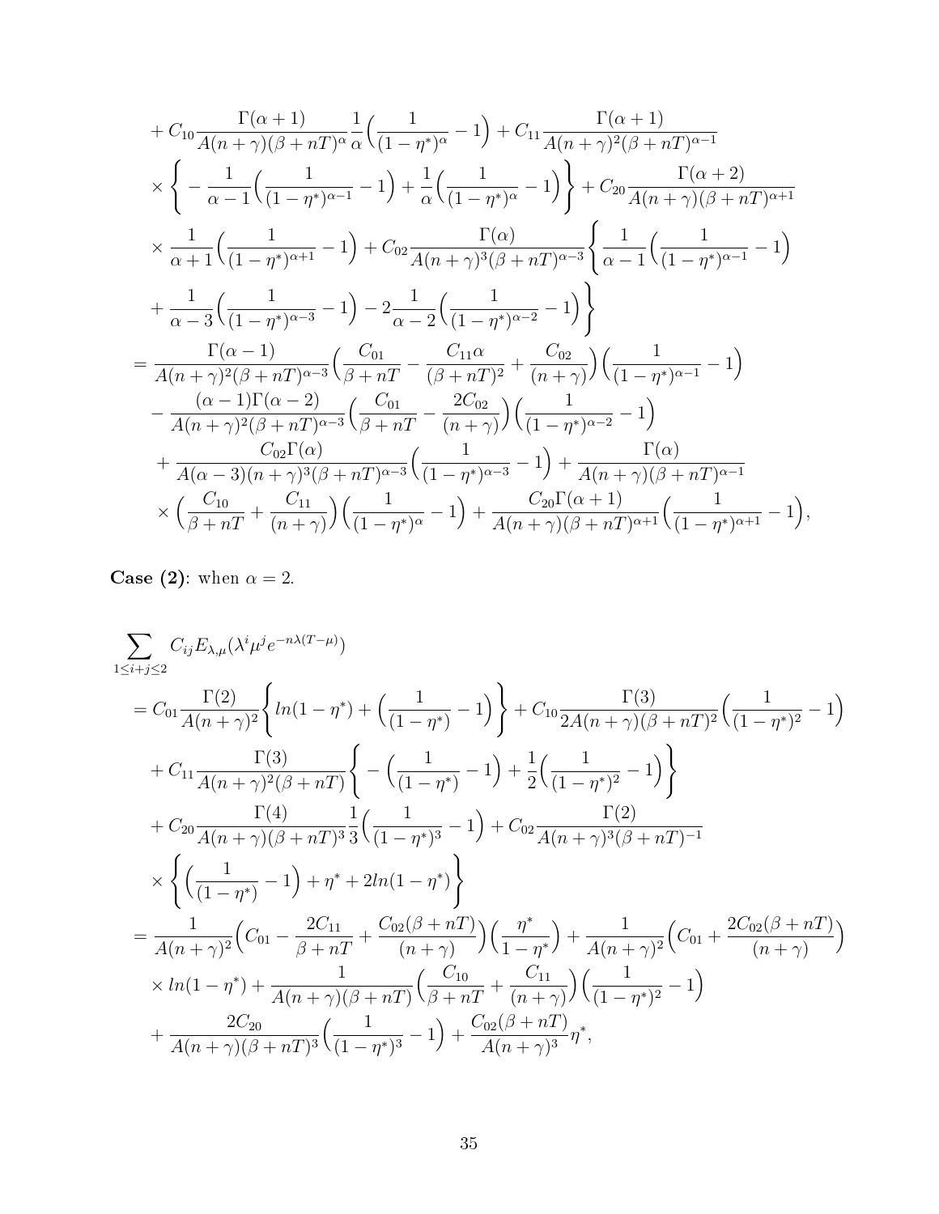$$
\begin{aligned}
&+ C_{10}\frac{\Gamma(\alpha+1)}{A(n+\gamma)(\beta+nT)^{\alpha}}\frac{1}{\alpha}\Big(\frac{1}{(1-\eta^*)^{\alpha}}-1\Big) + C_{11}\frac{\Gamma(\alpha+1)}{A(n+\gamma)^2(\beta+nT)^{\alpha-1}} \\
&\times \Bigg\{ -\frac{1}{\alpha-1}\Big(\frac{1}{(1-\eta^*)^{\alpha-1}}-1\Big) + \frac{1}{\alpha}\Big(\frac{1}{(1-\eta^*)^{\alpha}}-1\Big)\Bigg\} + C_{20}\frac{\Gamma(\alpha+2)}{A(n+\gamma)(\beta+nT)^{\alpha+1}} \\
&\times \frac{1}{\alpha+1}\Big(\frac{1}{(1-\eta^*)^{\alpha+1}}-1\Big) + C_{02}\frac{\Gamma(\alpha)}{A(n+\gamma)^3(\beta+nT)^{\alpha-3}}\Bigg\{\frac{1}{\alpha-1}\Big(\frac{1}{(1-\eta^*)^{\alpha-1}}-1\Big) \\
&+ \frac{1}{\alpha-3}\Big(\frac{1}{(1-\eta^*)^{\alpha-3}}-1\Big) - 2\frac{1}{\alpha-2}\Big(\frac{1}{(1-\eta^*)^{\alpha-2}}-1\Big)\Bigg\} \\
=& \frac{\Gamma(\alpha-1)}{A(n+\gamma)^2(\beta+nT)^{\alpha-3}}\Big(\frac{C_{01}}{\beta+nT} - \frac{C_{11}\alpha}{(\beta+nT)^2} + \frac{C_{02}}{(n+\gamma)}\Big)\Big(\frac{1}{(1-\eta^*)^{\alpha-1}}-1\Big) \\
&- \frac{(\alpha-1)\Gamma(\alpha-2)}{A(n+\gamma)^2(\beta+nT)^{\alpha-3}}\Big(\frac{C_{01}}{\beta+nT} - \frac{2C_{02}}{(n+\gamma)}\Big)\Big(\frac{1}{(1-\eta^*)^{\alpha-2}}-1\Big) \\
&+ \frac{C_{02}\Gamma(\alpha)}{A(\alpha-3)(n+\gamma)^3(\beta+nT)^{\alpha-3}}\Big(\frac{1}{(1-\eta^*)^{\alpha-3}}-1\Big) + \frac{\Gamma(\alpha)}{A(n+\gamma)(\beta+nT)^{\alpha-1}} \\
&\times \Big(\frac{C_{10}}{\beta+nT} + \frac{C_{11}}{(n+\gamma)}\Big)\Big(\frac{1}{(1-\eta^*)^{\alpha}}-1\Big) + \frac{C_{20}\Gamma(\alpha+1)}{A(n+\gamma)(\beta+nT)^{\alpha+1}}\Big(\frac{1}{(1-\eta^*)^{\alpha+1}}-1\Big),
\end{aligned}
$$

**Case (2)**: when $\alpha = 2$.

$$
\begin{aligned}
&\sum_{1\le i+j\le 2} C_{ij}E_{\lambda,\mu}(\lambda^i\mu^j e^{-n\lambda(T-\mu)}) \\
&= C_{01}\frac{\Gamma(2)}{A(n+\gamma)^2}\Bigg\{ln(1-\eta^*) + \Big(\frac{1}{(1-\eta^*)}-1\Big)\Bigg\} + C_{10}\frac{\Gamma(3)}{2A(n+\gamma)(\beta+nT)^2}\Big(\frac{1}{(1-\eta^*)^2}-1\Big) \\
&+ C_{11}\frac{\Gamma(3)}{A(n+\gamma)^2(\beta+nT)}\Bigg\{-\Big(\frac{1}{(1-\eta^*)}-1\Big) + \frac{1}{2}\Big(\frac{1}{(1-\eta^*)^2}-1\Big)\Bigg\} \\
&+ C_{20}\frac{\Gamma(4)}{A(n+\gamma)(\beta+nT)^3}\frac{1}{3}\Big(\frac{1}{(1-\eta^*)^3}-1\Big) + C_{02}\frac{\Gamma(2)}{A(n+\gamma)^3(\beta+nT)^{-1}} \\
&\times \Bigg\{\Big(\frac{1}{(1-\eta^*)}-1\Big) + \eta^* + 2ln(1-\eta^*)\Bigg\} \\
&= \frac{1}{A(n+\gamma)^2}\Big(C_{01} - \frac{2C_{11}}{\beta+nT} + \frac{C_{02}(\beta+nT)}{(n+\gamma)}\Big)\Big(\frac{\eta^*}{1-\eta^*}\Big) + \frac{1}{A(n+\gamma)^2}\Big(C_{01} + \frac{2C_{02}(\beta+nT)}{(n+\gamma)}\Big) \\
&\times ln(1-\eta^*) + \frac{1}{A(n+\gamma)(\beta+nT)}\Big(\frac{C_{10}}{\beta+nT} + \frac{C_{11}}{(n+\gamma)}\Big)\Big(\frac{1}{(1-\eta^*)^2}-1\Big) \\
&+ \frac{2C_{20}}{A(n+\gamma)(\beta+nT)^3}\Big(\frac{1}{(1-\eta^*)^3}-1\Big) + \frac{C_{02}(\beta+nT)}{A(n+\gamma)^3}\eta^*,
\end{aligned}
$$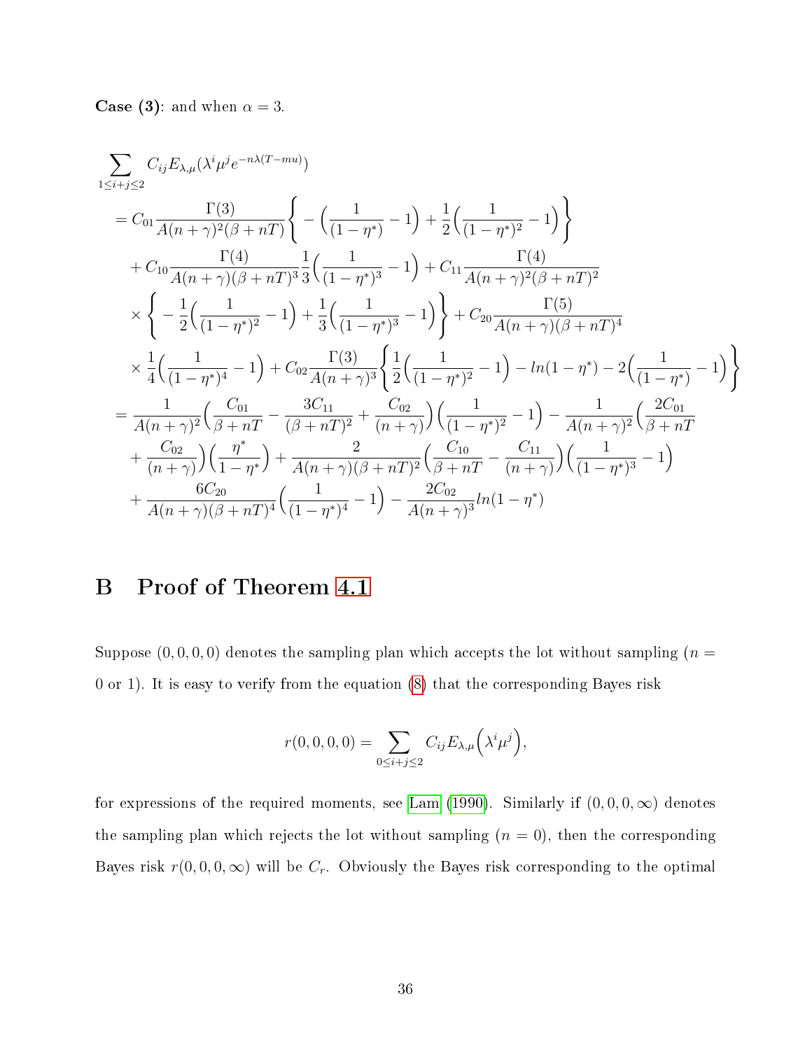**Case (3)**: and when $\alpha = 3$.

$$
\begin{aligned}
&\sum_{1\le i+j\le 2} C_{ij} E_{\lambda,\mu}(\lambda^i \mu^j e^{-n\lambda(T-mu)}) \\
&= C_{01}\frac{\Gamma(3)}{A(n+\gamma)^2(\beta+nT)}\bigg\{-\Big(\frac{1}{(1-\eta^*)}-1\Big)+\frac{1}{2}\Big(\frac{1}{(1-\eta^*)^2}-1\Big)\bigg\} \\
&\quad + C_{10}\frac{\Gamma(4)}{A(n+\gamma)(\beta+nT)^3}\frac{1}{3}\Big(\frac{1}{(1-\eta^*)^3}-1\Big) + C_{11}\frac{\Gamma(4)}{A(n+\gamma)^2(\beta+nT)^2} \\
&\quad \times \bigg\{-\frac{1}{2}\Big(\frac{1}{(1-\eta^*)^2}-1\Big)+\frac{1}{3}\Big(\frac{1}{(1-\eta^*)^3}-1\Big)\bigg\} + C_{20}\frac{\Gamma(5)}{A(n+\gamma)(\beta+nT)^4} \\
&\quad \times \frac{1}{4}\Big(\frac{1}{(1-\eta^*)^4}-1\Big) + C_{02}\frac{\Gamma(3)}{A(n+\gamma)^3}\bigg\{\frac{1}{2}\Big(\frac{1}{(1-\eta^*)^2}-1\Big) - ln(1-\eta^*) - 2\Big(\frac{1}{(1-\eta^*)}-1\Big)\bigg\} \\
&= \frac{1}{A(n+\gamma)^2}\Big(\frac{C_{01}}{\beta+nT}-\frac{3C_{11}}{(\beta+nT)^2}+\frac{C_{02}}{(n+\gamma)}\Big)\Big(\frac{1}{(1-\eta^*)^2}-1\Big) - \frac{1}{A(n+\gamma)^2}\Big(\frac{2C_{01}}{\beta+nT} \\
&\quad + \frac{C_{02}}{(n+\gamma)}\Big)\Big(\frac{\eta^*}{1-\eta^*}\Big) + \frac{2}{A(n+\gamma)(\beta+nT)^2}\Big(\frac{C_{10}}{\beta+nT}-\frac{C_{11}}{(n+\gamma)}\Big)\Big(\frac{1}{(1-\eta^*)^3}-1\Big) \\
&\quad + \frac{6C_{20}}{A(n+\gamma)(\beta+nT)^4}\Big(\frac{1}{(1-\eta^*)^4}-1\Big) - \frac{2C_{02}}{A(n+\gamma)^3}ln(1-\eta^*)
\end{aligned}
$$

# B Proof of Theorem 4.1

Suppose $(0,0,0,0)$ denotes the sampling plan which accepts the lot without sampling ($n = 0$ or $1$). It is easy to verify from the equation (8) that the corresponding Bayes risk

$$
r(0,0,0,0) = \sum_{0\le i+j\le 2} C_{ij} E_{\lambda,\mu}\Big(\lambda^i \mu^j\Big),
$$

for expressions of the required moments, see Lam (1990). Similarly if $(0,0,0,\infty)$ denotes the sampling plan which rejects the lot without sampling ($n = 0$), then the corresponding Bayes risk $r(0,0,0,\infty)$ will be $C_r$. Obviously the Bayes risk corresponding to the optimal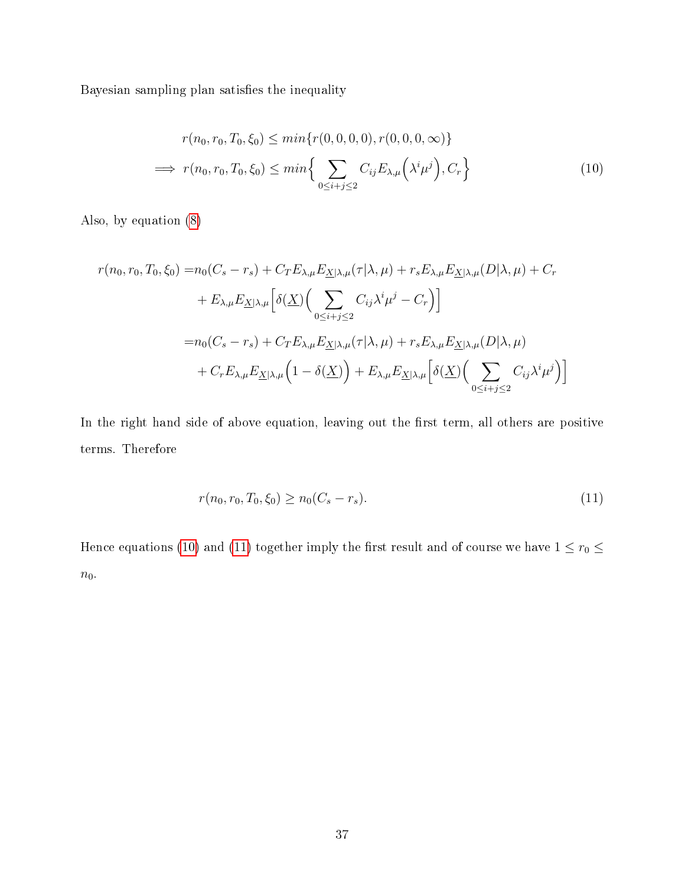Bayesian sampling plan satisfies the inequality

$$
\begin{aligned}
& r(n_0, r_0, T_0, \xi_0) \leq min\{r(0,0,0,0), r(0,0,0,\infty)\} \\
\implies & r(n_0, r_0, T_0, \xi_0) \leq min\Big\{ \sum_{0 \leq i+j \leq 2} C_{ij} E_{\lambda,\mu}\Big(\lambda^i \mu^j\Big), C_r \Big\}
\end{aligned}
\tag{10}
$$

Also, by equation (8)

$$
\begin{aligned}
r(n_0, r_0, T_0, \xi_0) =& n_0(C_s - r_s) + C_T E_{\lambda,\mu} E_{\underline{X}|\lambda,\mu}(\tau|\lambda,\mu) + r_s E_{\lambda,\mu} E_{\underline{X}|\lambda,\mu}(D|\lambda,\mu) + C_r \\
&+ E_{\lambda,\mu} E_{\underline{X}|\lambda,\mu}\Big[\delta(\underline{X})\Big( \sum_{0 \leq i+j \leq 2} C_{ij} \lambda^i \mu^j - C_r\Big)\Big] \\
=& n_0(C_s - r_s) + C_T E_{\lambda,\mu} E_{\underline{X}|\lambda,\mu}(\tau|\lambda,\mu) + r_s E_{\lambda,\mu} E_{\underline{X}|\lambda,\mu}(D|\lambda,\mu) \\
&+ C_r E_{\lambda,\mu} E_{\underline{X}|\lambda,\mu}\Big(1 - \delta(\underline{X})\Big) + E_{\lambda,\mu} E_{\underline{X}|\lambda,\mu}\Big[\delta(\underline{X})\Big( \sum_{0 \leq i+j \leq 2} C_{ij} \lambda^i \mu^j\Big)\Big]
\end{aligned}
$$

In the right hand side of above equation, leaving out the first term, all others are positive terms. Therefore

$$
r(n_0, r_0, T_0, \xi_0) \geq n_0(C_s - r_s). \tag{11}
$$

Hence equations (10) and (11) together imply the first result and of course we have $1 \leq r_0 \leq n_0$.